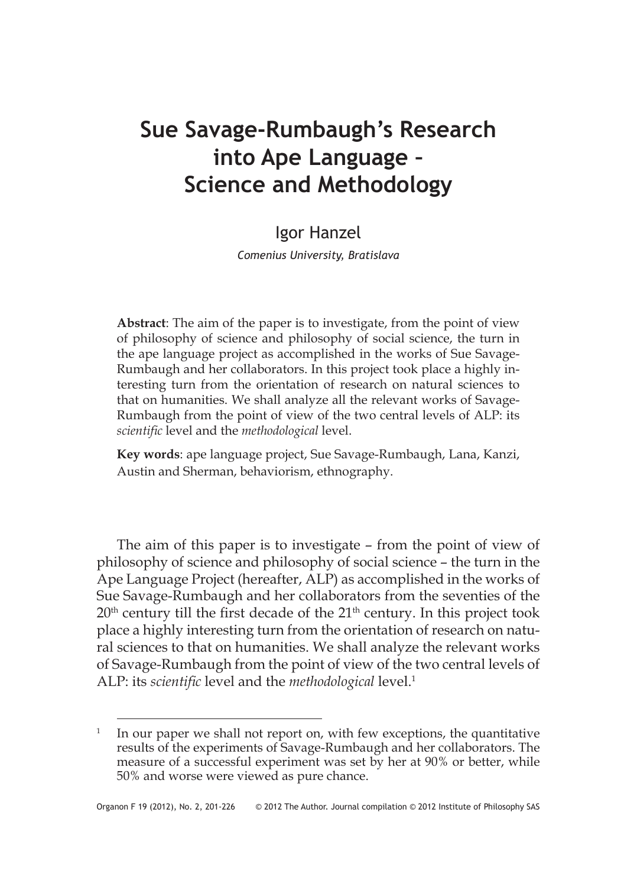# Sue Savage-Rumbaugh's Research into Ape Language – Science and Methodology

Igor Hanzel

*Comenius University, Bratislava*

**Abstract**: The aim of the paper is to investigate, from the point of view of philosophy of science and philosophy of social science, the turn in the ape language project as accomplished in the works of Sue Savage-Rumbaugh and her collaborators. In this project took place a highly interesting turn from the orientation of research on natural sciences to that on humanities. We shall analyze all the relevant works of Savage-Rumbaugh from the point of view of the two central levels of ALP: its *scientific* level and the *methodological* level.

**Key words**: ape language project, Sue Savage-Rumbaugh, Lana, Kanzi, Austin and Sherman, behaviorism, ethnography.

The aim of this paper is to investigate – from the point of view of philosophy of science and philosophy of social science – the turn in the Ape Language Project (hereafter, ALP) as accomplished in the works of Sue Savage-Rumbaugh and her collaborators from the seventies of the 20th century till the first decade of the 21th century. In this project took place a highly interesting turn from the orientation of research on natural sciences to that on humanities. We shall analyze the relevant works of Savage-Rumbaugh from the point of view of the two central levels of ALP: its *scientific* level and the *methodological* level.[1]

[1] In our paper we shall not report on, with few exceptions, the quantitative results of the experiments of Savage-Rumbaugh and her collaborators. The measure of a successful experiment was set by her at 90% or better, while 50% and worse were viewed as pure chance.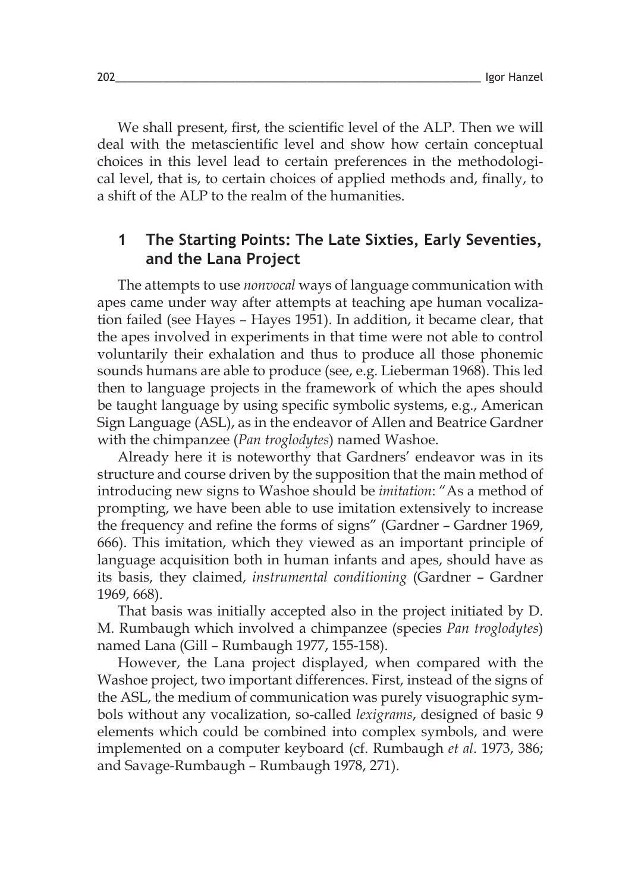We shall present, first, the scientific level of the ALP. Then we will deal with the metascientific level and show how certain conceptual choices in this level lead to certain preferences in the methodological level, that is, to certain choices of applied methods and, finally, to a shift of the ALP to the realm of the humanities.

## 1 The Starting Points: The Late Sixties, Early Seventies, and the Lana Project

The attempts to use *nonvocal* ways of language communication with apes came under way after attempts at teaching ape human vocalization failed (see Hayes – Hayes 1951). In addition, it became clear, that the apes involved in experiments in that time were not able to control voluntarily their exhalation and thus to produce all those phonemic sounds humans are able to produce (see, e.g. Lieberman 1968). This led then to language projects in the framework of which the apes should be taught language by using specific symbolic systems, e.g., American Sign Language (ASL), as in the endeavor of Allen and Beatrice Gardner with the chimpanzee (*Pan troglodytes*) named Washoe.

Already here it is noteworthy that Gardners' endeavor was in its structure and course driven by the supposition that the main method of introducing new signs to Washoe should be *imitation*: "As a method of prompting, we have been able to use imitation extensively to increase the frequency and refine the forms of signs" (Gardner – Gardner 1969, 666). This imitation, which they viewed as an important principle of language acquisition both in human infants and apes, should have as its basis, they claimed, *instrumental conditioning* (Gardner – Gardner 1969, 668).

That basis was initially accepted also in the project initiated by D. M. Rumbaugh which involved a chimpanzee (species *Pan troglodytes*) named Lana (Gill – Rumbaugh 1977, 155-158).

However, the Lana project displayed, when compared with the Washoe project, two important differences. First, instead of the signs of the ASL, the medium of communication was purely visuographic symbols without any vocalization, so-called *lexigrams*, designed of basic 9 elements which could be combined into complex symbols, and were implemented on a computer keyboard (cf. Rumbaugh *et al*. 1973, 386; and Savage-Rumbaugh – Rumbaugh 1978, 271).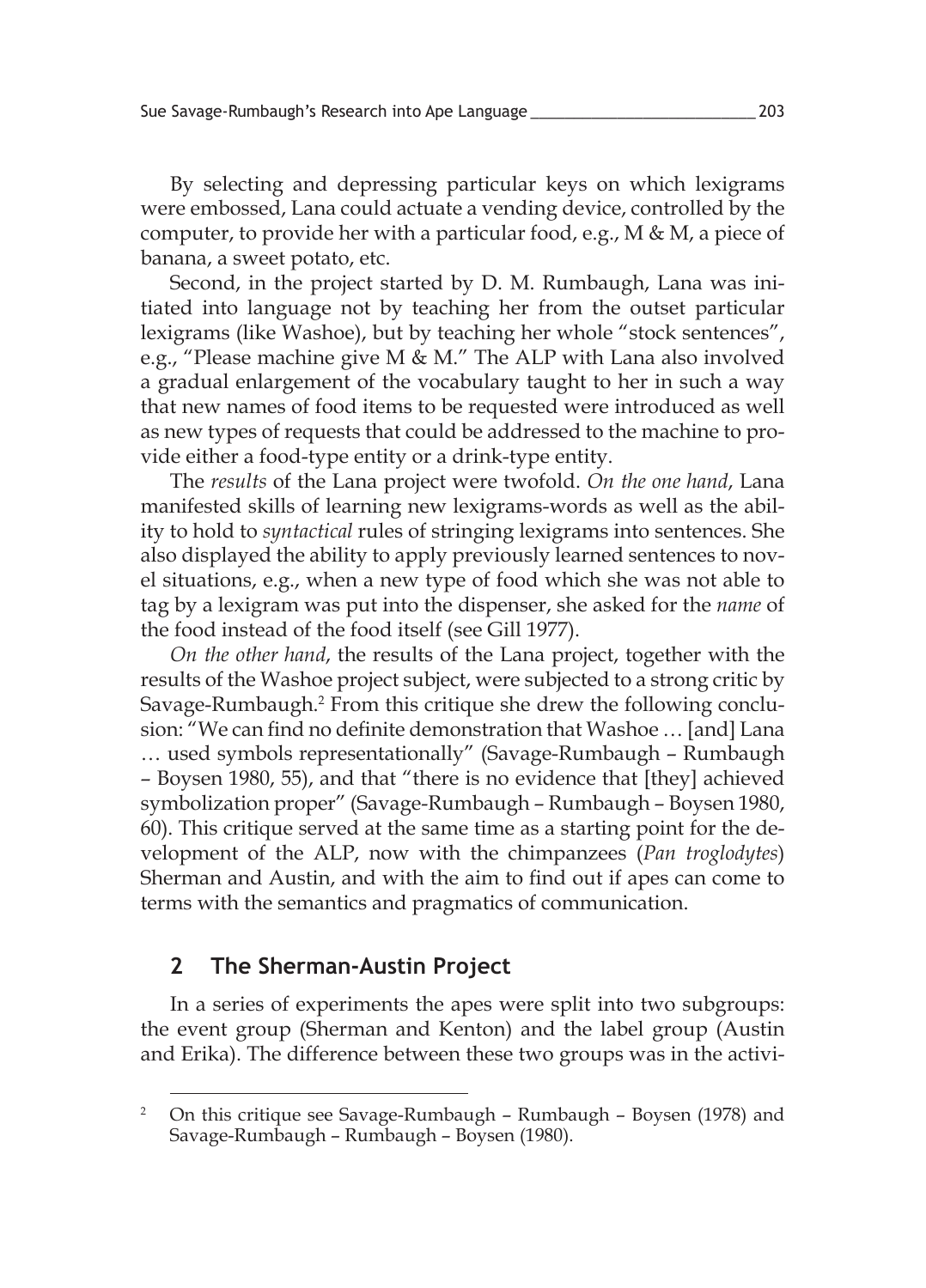By selecting and depressing particular keys on which lexigrams were embossed, Lana could actuate a vending device, controlled by the computer, to provide her with a particular food, e.g., M & M, a piece of banana, a sweet potato, etc.

Second, in the project started by D. M. Rumbaugh, Lana was initiated into language not by teaching her from the outset particular lexigrams (like Washoe), but by teaching her whole "stock sentences", e.g., "Please machine give M & M." The ALP with Lana also involved a gradual enlargement of the vocabulary taught to her in such a way that new names of food items to be requested were introduced as well as new types of requests that could be addressed to the machine to provide either a food-type entity or a drink-type entity.

The *results* of the Lana project were twofold. *On the one hand*, Lana manifested skills of learning new lexigrams-words as well as the ability to hold to *syntactical* rules of stringing lexigrams into sentences. She also displayed the ability to apply previously learned sentences to novel situations, e.g., when a new type of food which she was not able to tag by a lexigram was put into the dispenser, she asked for the *name* of the food instead of the food itself (see Gill 1977).

*On the other hand*, the results of the Lana project, together with the results of the Washoe project subject, were subjected to a strong critic by Savage-Rumbaugh.[2] From this critique she drew the following conclusion: "We can find no definite demonstration that Washoe … [and] Lana … used symbols representationally" (Savage-Rumbaugh – Rumbaugh – Boysen 1980, 55), and that "there is no evidence that [they] achieved symbolization proper" (Savage-Rumbaugh – Rumbaugh – Boysen 1980, 60). This critique served at the same time as a starting point for the development of the ALP, now with the chimpanzees (*Pan troglodytes*) Sherman and Austin, and with the aim to find out if apes can come to terms with the semantics and pragmatics of communication.

## 2 The Sherman-Austin Project

In a series of experiments the apes were split into two subgroups: the event group (Sherman and Kenton) and the label group (Austin and Erika). The difference between these two groups was in the activi-

[2] On this critique see Savage-Rumbaugh – Rumbaugh – Boysen (1978) and Savage-Rumbaugh – Rumbaugh – Boysen (1980).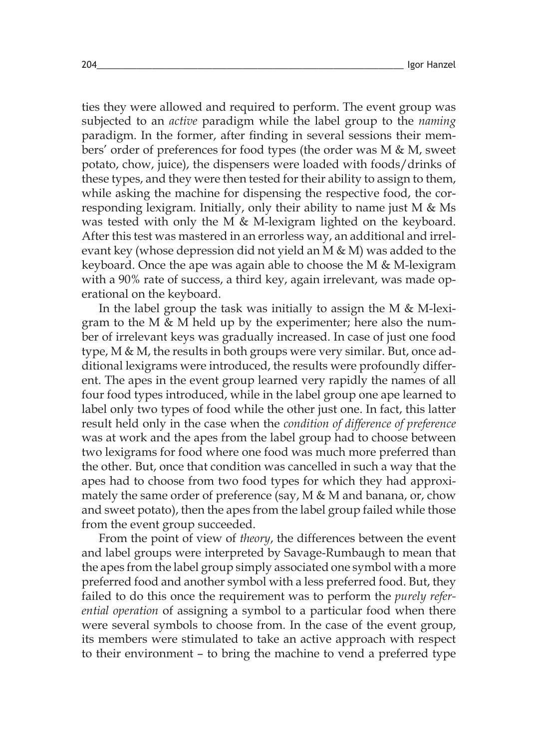ties they were allowed and required to perform. The event group was subjected to an *active* paradigm while the label group to the *naming* paradigm. In the former, after finding in several sessions their members' order of preferences for food types (the order was M & M, sweet potato, chow, juice), the dispensers were loaded with foods/drinks of these types, and they were then tested for their ability to assign to them, while asking the machine for dispensing the respective food, the corresponding lexigram. Initially, only their ability to name just M & Ms was tested with only the M & M-lexigram lighted on the keyboard. After this test was mastered in an errorless way, an additional and irrelevant key (whose depression did not yield an M & M) was added to the keyboard. Once the ape was again able to choose the M & M-lexigram with a 90% rate of success, a third key, again irrelevant, was made operational on the keyboard.

In the label group the task was initially to assign the M & M-lexigram to the M & M held up by the experimenter; here also the number of irrelevant keys was gradually increased. In case of just one food type, M & M, the results in both groups were very similar. But, once additional lexigrams were introduced, the results were profoundly different. The apes in the event group learned very rapidly the names of all four food types introduced, while in the label group one ape learned to label only two types of food while the other just one. In fact, this latter result held only in the case when the *condition of difference of preference* was at work and the apes from the label group had to choose between two lexigrams for food where one food was much more preferred than the other. But, once that condition was cancelled in such a way that the apes had to choose from two food types for which they had approximately the same order of preference (say, M & M and banana, or, chow and sweet potato), then the apes from the label group failed while those from the event group succeeded.

From the point of view of *theory*, the differences between the event and label groups were interpreted by Savage-Rumbaugh to mean that the apes from the label group simply associated one symbol with a more preferred food and another symbol with a less preferred food. But, they failed to do this once the requirement was to perform the *purely referential operation* of assigning a symbol to a particular food when there were several symbols to choose from. In the case of the event group, its members were stimulated to take an active approach with respect to their environment – to bring the machine to vend a preferred type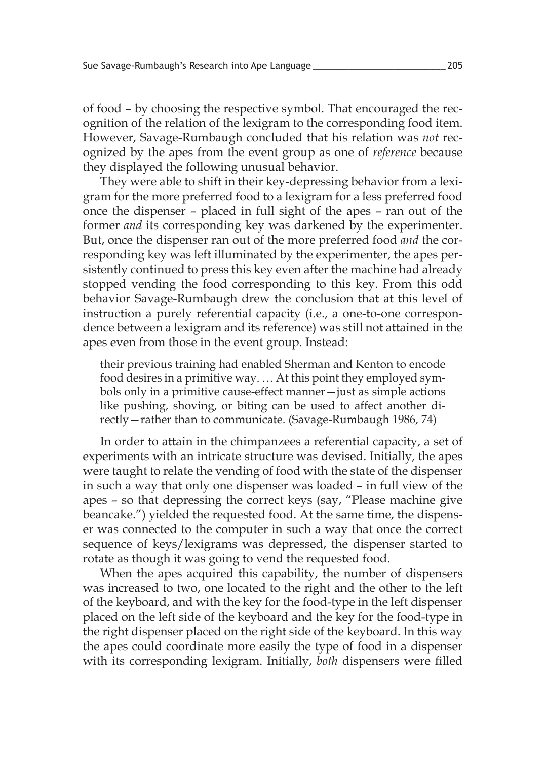of food – by choosing the respective symbol. That encouraged the recognition of the relation of the lexigram to the corresponding food item. However, Savage-Rumbaugh concluded that his relation was *not* recognized by the apes from the event group as one of *reference* because they displayed the following unusual behavior.

They were able to shift in their key-depressing behavior from a lexigram for the more preferred food to a lexigram for a less preferred food once the dispenser – placed in full sight of the apes – ran out of the former *and* its corresponding key was darkened by the experimenter. But, once the dispenser ran out of the more preferred food *and* the corresponding key was left illuminated by the experimenter, the apes persistently continued to press this key even after the machine had already stopped vending the food corresponding to this key. From this odd behavior Savage-Rumbaugh drew the conclusion that at this level of instruction a purely referential capacity (i.e., a one-to-one correspondence between a lexigram and its reference) was still not attained in the apes even from those in the event group. Instead:

> their previous training had enabled Sherman and Kenton to encode food desires in a primitive way. … At this point they employed symbols only in a primitive cause-effect manner—just as simple actions like pushing, shoving, or biting can be used to affect another directly—rather than to communicate. (Savage-Rumbaugh 1986, 74)

In order to attain in the chimpanzees a referential capacity, a set of experiments with an intricate structure was devised. Initially, the apes were taught to relate the vending of food with the state of the dispenser in such a way that only one dispenser was loaded – in full view of the apes – so that depressing the correct keys (say, "Please machine give beancake.") yielded the requested food. At the same time, the dispenser was connected to the computer in such a way that once the correct sequence of keys/lexigrams was depressed, the dispenser started to rotate as though it was going to vend the requested food.

When the apes acquired this capability, the number of dispensers was increased to two, one located to the right and the other to the left of the keyboard, and with the key for the food-type in the left dispenser placed on the left side of the keyboard and the key for the food-type in the right dispenser placed on the right side of the keyboard. In this way the apes could coordinate more easily the type of food in a dispenser with its corresponding lexigram. Initially, *both* dispensers were filled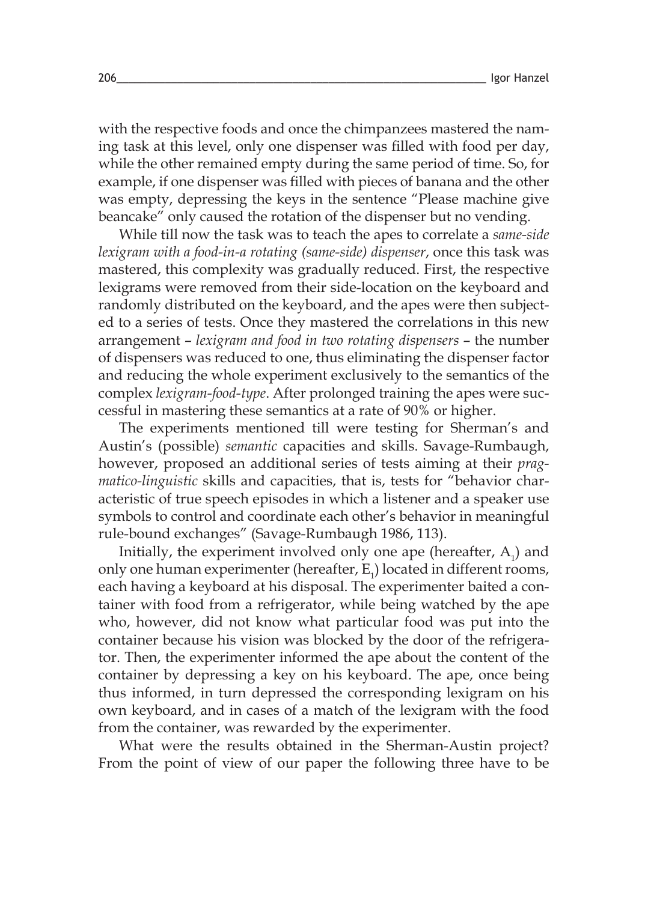with the respective foods and once the chimpanzees mastered the naming task at this level, only one dispenser was filled with food per day, while the other remained empty during the same period of time. So, for example, if one dispenser was filled with pieces of banana and the other was empty, depressing the keys in the sentence "Please machine give beancake" only caused the rotation of the dispenser but no vending.

While till now the task was to teach the apes to correlate a *same-side lexigram with a food-in-a rotating (same-side) dispenser*, once this task was mastered, this complexity was gradually reduced. First, the respective lexigrams were removed from their side-location on the keyboard and randomly distributed on the keyboard, and the apes were then subjected to a series of tests. Once they mastered the correlations in this new arrangement – *lexigram and food in two rotating dispensers* – the number of dispensers was reduced to one, thus eliminating the dispenser factor and reducing the whole experiment exclusively to the semantics of the complex *lexigram-food-type*. After prolonged training the apes were successful in mastering these semantics at a rate of 90% or higher.

The experiments mentioned till were testing for Sherman's and Austin's (possible) *semantic* capacities and skills. Savage-Rumbaugh, however, proposed an additional series of tests aiming at their *pragmatico-linguistic* skills and capacities, that is, tests for "behavior characteristic of true speech episodes in which a listener and a speaker use symbols to control and coordinate each other's behavior in meaningful rule-bound exchanges" (Savage-Rumbaugh 1986, 113).

Initially, the experiment involved only one ape (hereafter, $A_1$) and only one human experimenter (hereafter, $E_1$) located in different rooms, each having a keyboard at his disposal. The experimenter baited a container with food from a refrigerator, while being watched by the ape who, however, did not know what particular food was put into the container because his vision was blocked by the door of the refrigerator. Then, the experimenter informed the ape about the content of the container by depressing a key on his keyboard. The ape, once being thus informed, in turn depressed the corresponding lexigram on his own keyboard, and in cases of a match of the lexigram with the food from the container, was rewarded by the experimenter.

What were the results obtained in the Sherman-Austin project? From the point of view of our paper the following three have to be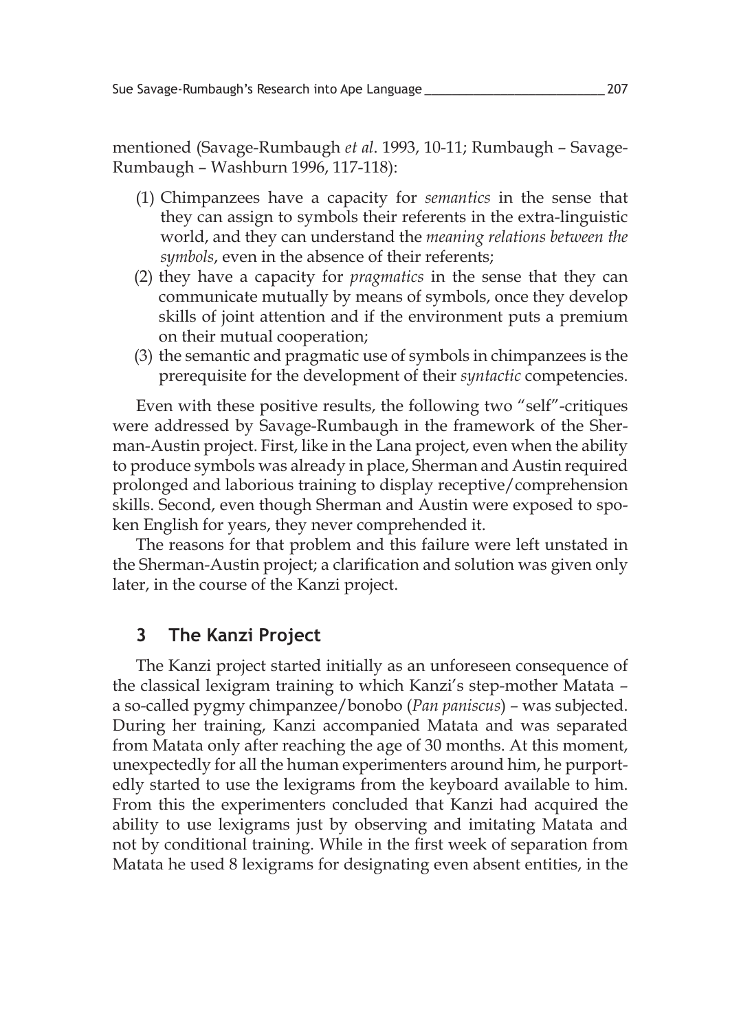mentioned (Savage-Rumbaugh *et al*. 1993, 10-11; Rumbaugh – Savage-Rumbaugh – Washburn 1996, 117-118):

(1) Chimpanzees have a capacity for *semantics* in the sense that they can assign to symbols their referents in the extra-linguistic world, and they can understand the *meaning relations between the symbols*, even in the absence of their referents;
(2) they have a capacity for *pragmatics* in the sense that they can communicate mutually by means of symbols, once they develop skills of joint attention and if the environment puts a premium on their mutual cooperation;
(3) the semantic and pragmatic use of symbols in chimpanzees is the prerequisite for the development of their *syntactic* competencies.

Even with these positive results, the following two "self"-critiques were addressed by Savage-Rumbaugh in the framework of the Sherman-Austin project. First, like in the Lana project, even when the ability to produce symbols was already in place, Sherman and Austin required prolonged and laborious training to display receptive/comprehension skills. Second, even though Sherman and Austin were exposed to spoken English for years, they never comprehended it.

The reasons for that problem and this failure were left unstated in the Sherman-Austin project; a clarification and solution was given only later, in the course of the Kanzi project.

## 3 The Kanzi Project

The Kanzi project started initially as an unforeseen consequence of the classical lexigram training to which Kanzi's step-mother Matata – a so-called pygmy chimpanzee/bonobo (*Pan paniscus*) – was subjected. During her training, Kanzi accompanied Matata and was separated from Matata only after reaching the age of 30 months. At this moment, unexpectedly for all the human experimenters around him, he purportedly started to use the lexigrams from the keyboard available to him. From this the experimenters concluded that Kanzi had acquired the ability to use lexigrams just by observing and imitating Matata and not by conditional training. While in the first week of separation from Matata he used 8 lexigrams for designating even absent entities, in the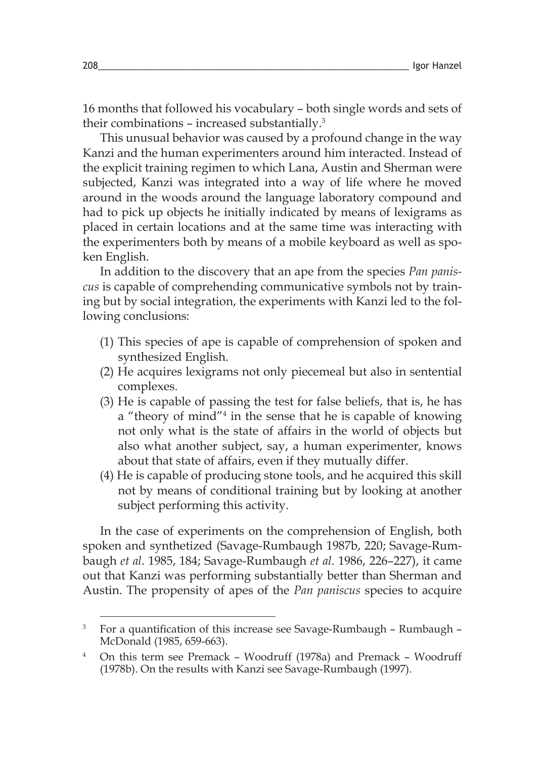16 months that followed his vocabulary – both single words and sets of their combinations – increased substantially.[3]

This unusual behavior was caused by a profound change in the way Kanzi and the human experimenters around him interacted. Instead of the explicit training regimen to which Lana, Austin and Sherman were subjected, Kanzi was integrated into a way of life where he moved around in the woods around the language laboratory compound and had to pick up objects he initially indicated by means of lexigrams as placed in certain locations and at the same time was interacting with the experimenters both by means of a mobile keyboard as well as spoken English.

In addition to the discovery that an ape from the species *Pan paniscus* is capable of comprehending communicative symbols not by training but by social integration, the experiments with Kanzi led to the following conclusions:

(1) This species of ape is capable of comprehension of spoken and synthesized English.
(2) He acquires lexigrams not only piecemeal but also in sentential complexes.
(3) He is capable of passing the test for false beliefs, that is, he has a "theory of mind"[4] in the sense that he is capable of knowing not only what is the state of affairs in the world of objects but also what another subject, say, a human experimenter, knows about that state of affairs, even if they mutually differ.
(4) He is capable of producing stone tools, and he acquired this skill not by means of conditional training but by looking at another subject performing this activity.

In the case of experiments on the comprehension of English, both spoken and synthetized (Savage-Rumbaugh 1987b, 220; Savage-Rumbaugh *et al*. 1985, 184; Savage-Rumbaugh *et al*. 1986, 226–227), it came out that Kanzi was performing substantially better than Sherman and Austin. The propensity of apes of the *Pan paniscus* species to acquire

[3] For a quantification of this increase see Savage-Rumbaugh – Rumbaugh – McDonald (1985, 659-663).

[4] On this term see Premack – Woodruff (1978a) and Premack – Woodruff (1978b). On the results with Kanzi see Savage-Rumbaugh (1997).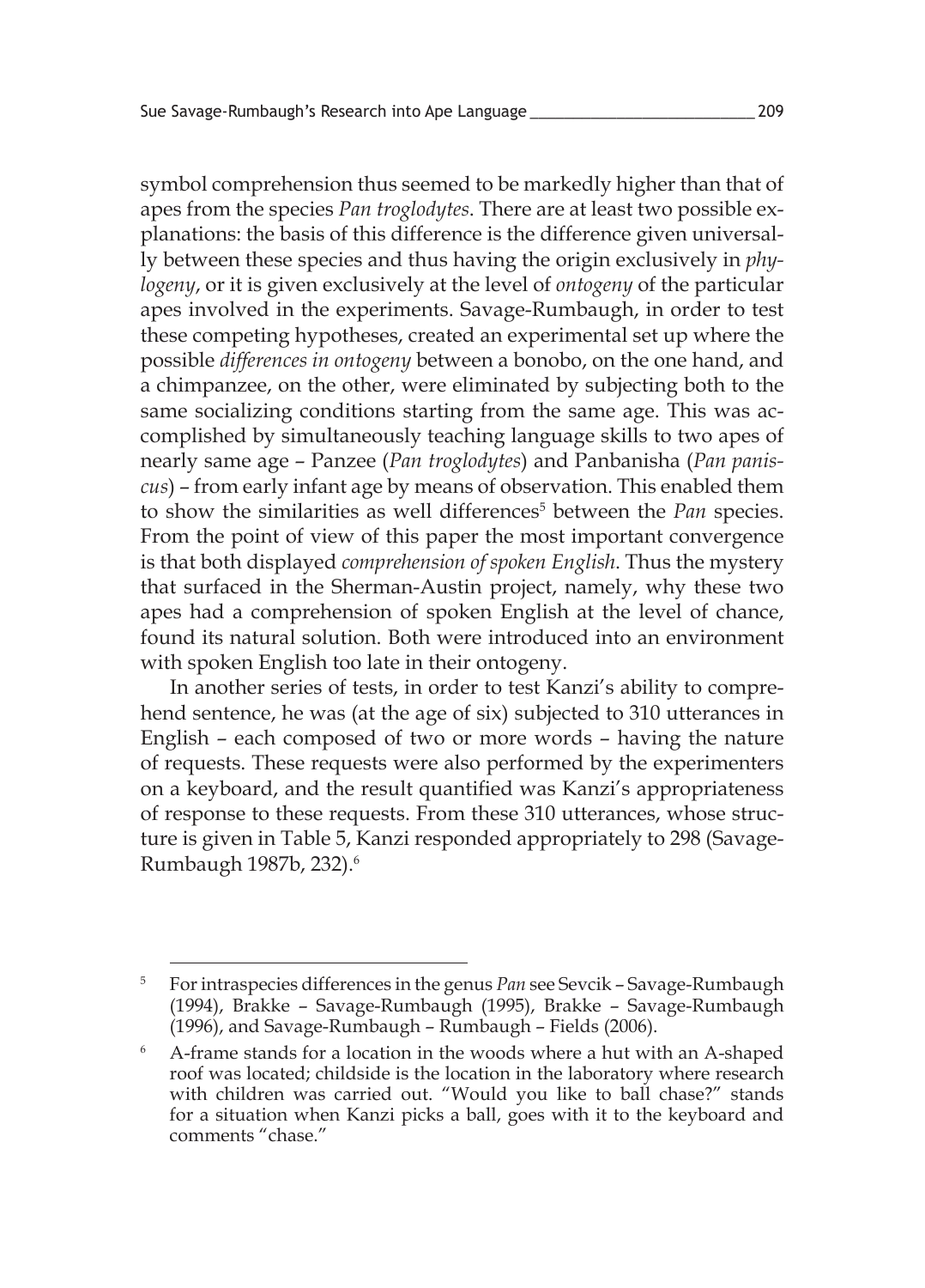symbol comprehension thus seemed to be markedly higher than that of apes from the species *Pan troglodytes*. There are at least two possible explanations: the basis of this difference is the difference given universally between these species and thus having the origin exclusively in *phylogeny*, or it is given exclusively at the level of *ontogeny* of the particular apes involved in the experiments. Savage-Rumbaugh, in order to test these competing hypotheses, created an experimental set up where the possible *differences in ontogeny* between a bonobo, on the one hand, and a chimpanzee, on the other, were eliminated by subjecting both to the same socializing conditions starting from the same age. This was accomplished by simultaneously teaching language skills to two apes of nearly same age – Panzee (*Pan troglodytes*) and Panbanisha (*Pan paniscus*) – from early infant age by means of observation. This enabled them to show the similarities as well differences[5] between the *Pan* species. From the point of view of this paper the most important convergence is that both displayed *comprehension of spoken English*. Thus the mystery that surfaced in the Sherman-Austin project, namely, why these two apes had a comprehension of spoken English at the level of chance, found its natural solution. Both were introduced into an environment with spoken English too late in their ontogeny.

In another series of tests, in order to test Kanzi's ability to comprehend sentence, he was (at the age of six) subjected to 310 utterances in English – each composed of two or more words – having the nature of requests. These requests were also performed by the experimenters on a keyboard, and the result quantified was Kanzi's appropriateness of response to these requests. From these 310 utterances, whose structure is given in Table 5, Kanzi responded appropriately to 298 (Savage-Rumbaugh 1987b, 232).[6]

---

[5] For intraspecies differences in the genus *Pan* see Sevcik – Savage-Rumbaugh (1994), Brakke – Savage-Rumbaugh (1995), Brakke – Savage-Rumbaugh (1996), and Savage-Rumbaugh – Rumbaugh – Fields (2006).

[6] A-frame stands for a location in the woods where a hut with an A-shaped roof was located; childside is the location in the laboratory where research with children was carried out. "Would you like to ball chase?" stands for a situation when Kanzi picks a ball, goes with it to the keyboard and comments "chase."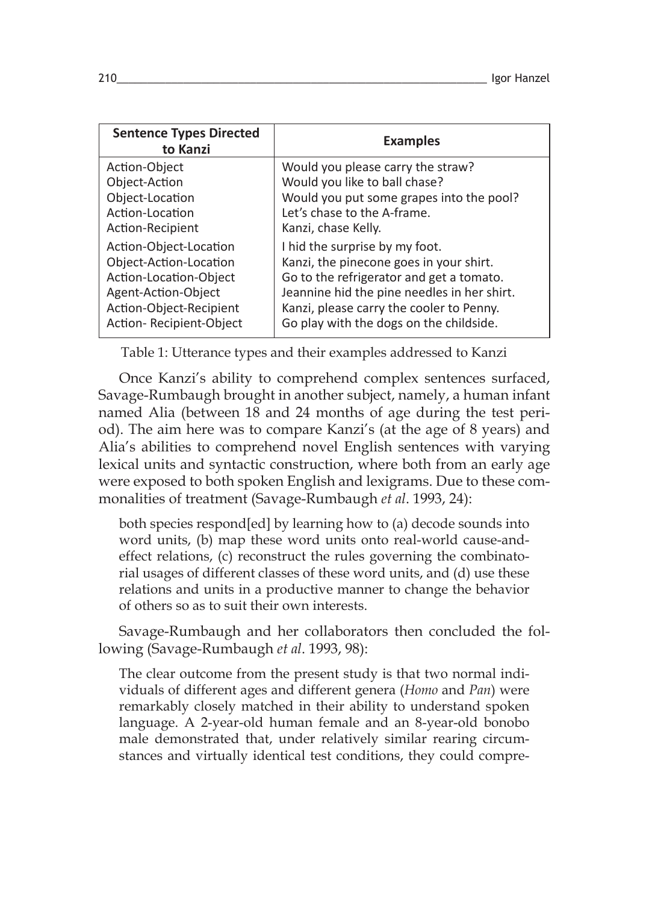| Sentence Types Directed to Kanzi | Examples |
|---|---|
| Action-Object | Would you please carry the straw? |
| Object-Action | Would you like to ball chase? |
| Object-Location | Would you put some grapes into the pool? |
| Action-Location | Let's chase to the A-frame. |
| Action-Recipient | Kanzi, chase Kelly. |
| Action-Object-Location | I hid the surprise by my foot. |
| Object-Action-Location | Kanzi, the pinecone goes in your shirt. |
| Action-Location-Object | Go to the refrigerator and get a tomato. |
| Agent-Action-Object | Jeannine hid the pine needles in her shirt. |
| Action-Object-Recipient | Kanzi, please carry the cooler to Penny. |
| Action- Recipient-Object | Go play with the dogs on the childside. |

Table 1: Utterance types and their examples addressed to Kanzi

Once Kanzi's ability to comprehend complex sentences surfaced, Savage-Rumbaugh brought in another subject, namely, a human infant named Alia (between 18 and 24 months of age during the test period). The aim here was to compare Kanzi's (at the age of 8 years) and Alia's abilities to comprehend novel English sentences with varying lexical units and syntactic construction, where both from an early age were exposed to both spoken English and lexigrams. Due to these commonalities of treatment (Savage-Rumbaugh *et al*. 1993, 24):

> both species respond[ed] by learning how to (a) decode sounds into word units, (b) map these word units onto real-world cause-and-effect relations, (c) reconstruct the rules governing the combinatorial usages of different classes of these word units, and (d) use these relations and units in a productive manner to change the behavior of others so as to suit their own interests.

Savage-Rumbaugh and her collaborators then concluded the following (Savage-Rumbaugh *et al*. 1993, 98):

> The clear outcome from the present study is that two normal individuals of different ages and different genera (*Homo* and *Pan*) were remarkably closely matched in their ability to understand spoken language. A 2-year-old human female and an 8-year-old bonobo male demonstrated that, under relatively similar rearing circumstances and virtually identical test conditions, they could compre-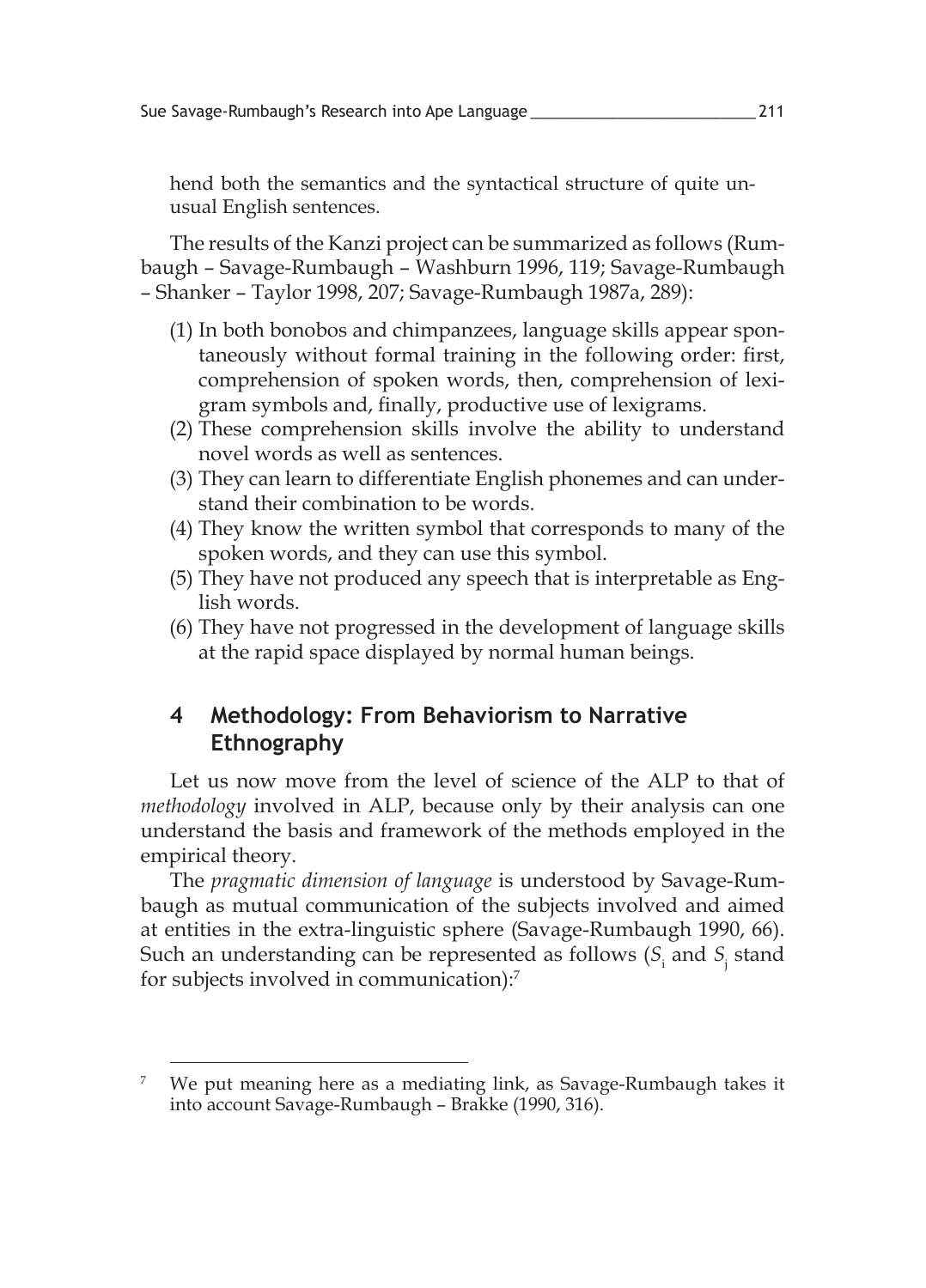hend both the semantics and the syntactical structure of quite unusual English sentences.

The results of the Kanzi project can be summarized as follows (Rumbaugh – Savage-Rumbaugh – Washburn 1996, 119; Savage-Rumbaugh – Shanker – Taylor 1998, 207; Savage-Rumbaugh 1987a, 289):

(1) In both bonobos and chimpanzees, language skills appear spontaneously without formal training in the following order: first, comprehension of spoken words, then, comprehension of lexigram symbols and, finally, productive use of lexigrams.
(2) These comprehension skills involve the ability to understand novel words as well as sentences.
(3) They can learn to differentiate English phonemes and can understand their combination to be words.
(4) They know the written symbol that corresponds to many of the spoken words, and they can use this symbol.
(5) They have not produced any speech that is interpretable as English words.
(6) They have not progressed in the development of language skills at the rapid space displayed by normal human beings.

## 4 Methodology: From Behaviorism to Narrative Ethnography

Let us now move from the level of science of the ALP to that of *methodology* involved in ALP, because only by their analysis can one understand the basis and framework of the methods employed in the empirical theory.

The *pragmatic dimension of language* is understood by Savage-Rumbaugh as mutual communication of the subjects involved and aimed at entities in the extra-linguistic sphere (Savage-Rumbaugh 1990, 66). Such an understanding can be represented as follows ($S_i$ and $S_j$ stand for subjects involved in communication):[7]

[7] We put meaning here as a mediating link, as Savage-Rumbaugh takes it into account Savage-Rumbaugh – Brakke (1990, 316).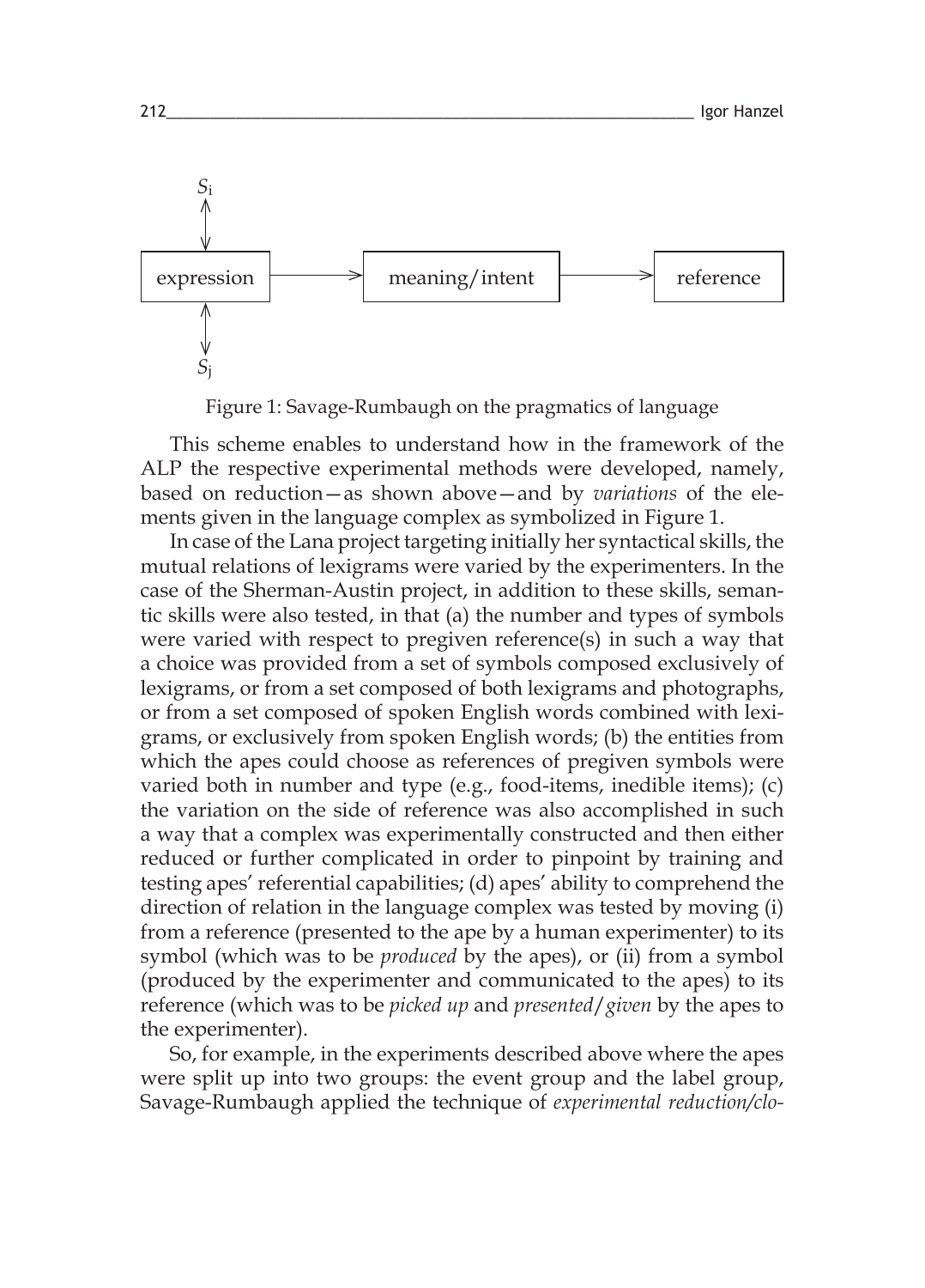$S_i$

expression → meaning/intent → reference

$S_j$

Figure 1: Savage-Rumbaugh on the pragmatics of language

This scheme enables to understand how in the framework of the ALP the respective experimental methods were developed, namely, based on reduction—as shown above—and by *variations* of the elements given in the language complex as symbolized in Figure 1.

In case of the Lana project targeting initially her syntactical skills, the mutual relations of lexigrams were varied by the experimenters. In the case of the Sherman-Austin project, in addition to these skills, semantic skills were also tested, in that (a) the number and types of symbols were varied with respect to pregiven reference(s) in such a way that a choice was provided from a set of symbols composed exclusively of lexigrams, or from a set composed of both lexigrams and photographs, or from a set composed of spoken English words combined with lexigrams, or exclusively from spoken English words; (b) the entities from which the apes could choose as references of pregiven symbols were varied both in number and type (e.g., food-items, inedible items); (c) the variation on the side of reference was also accomplished in such a way that a complex was experimentally constructed and then either reduced or further complicated in order to pinpoint by training and testing apes' referential capabilities; (d) apes' ability to comprehend the direction of relation in the language complex was tested by moving (i) from a reference (presented to the ape by a human experimenter) to its symbol (which was to be *produced* by the apes), or (ii) from a symbol (produced by the experimenter and communicated to the apes) to its reference (which was to be *picked up* and *presented*/*given* by the apes to the experimenter).

So, for example, in the experiments described above where the apes were split up into two groups: the event group and the label group, Savage-Rumbaugh applied the technique of *experimental reduction/clo-*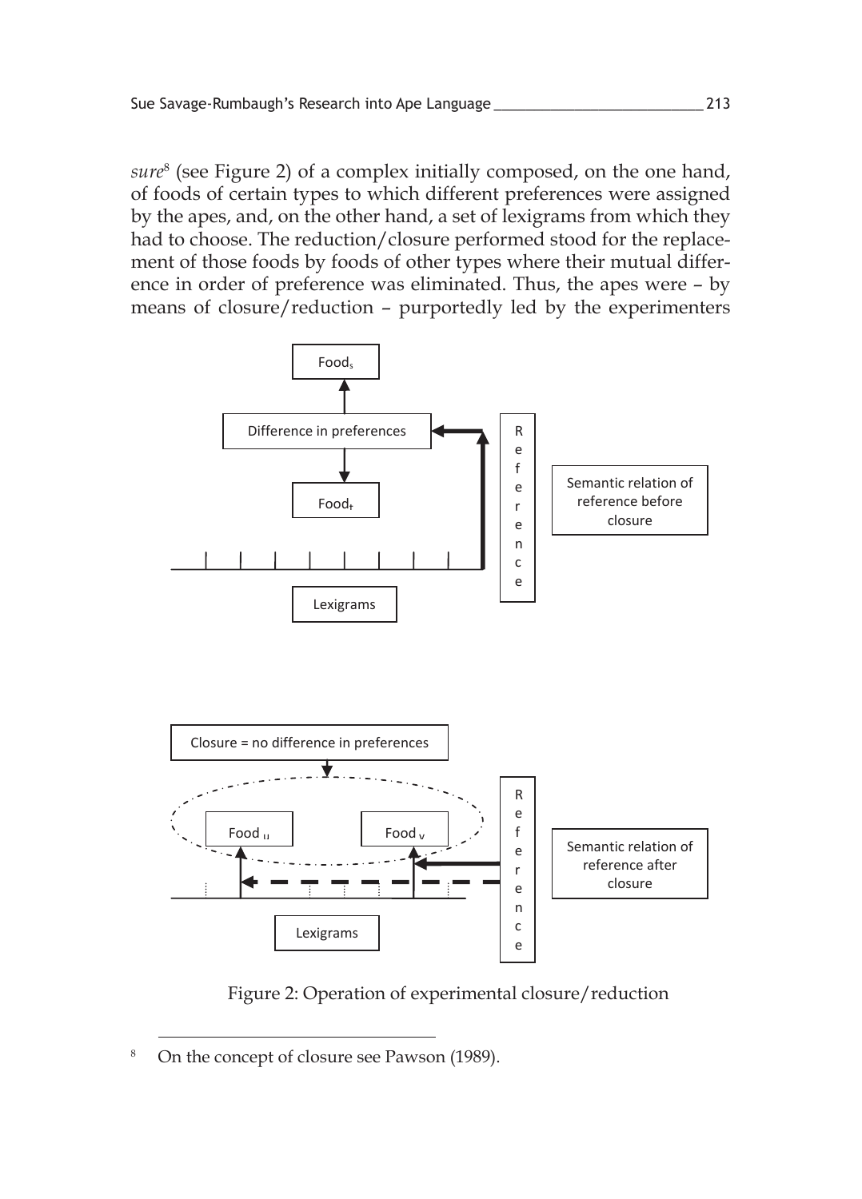*sure*[8] (see Figure 2) of a complex initially composed, on the one hand, of foods of certain types to which different preferences were assigned by the apes, and, on the other hand, a set of lexigrams from which they had to choose. The reduction/closure performed stood for the replacement of those foods by foods of other types where their mutual difference in order of preference was eliminated. Thus, the apes were – by means of closure/reduction – purportedly led by the experimenters

$Food_s$

Difference in preferences

$Food_t$

Lexigrams

Reference

Semantic relation of reference before closure

Closure = no difference in preferences

$Food_u$

$Food_v$

Lexigrams

Reference

Semantic relation of reference after closure

Figure 2: Operation of experimental closure/reduction

[8] On the concept of closure see Pawson (1989).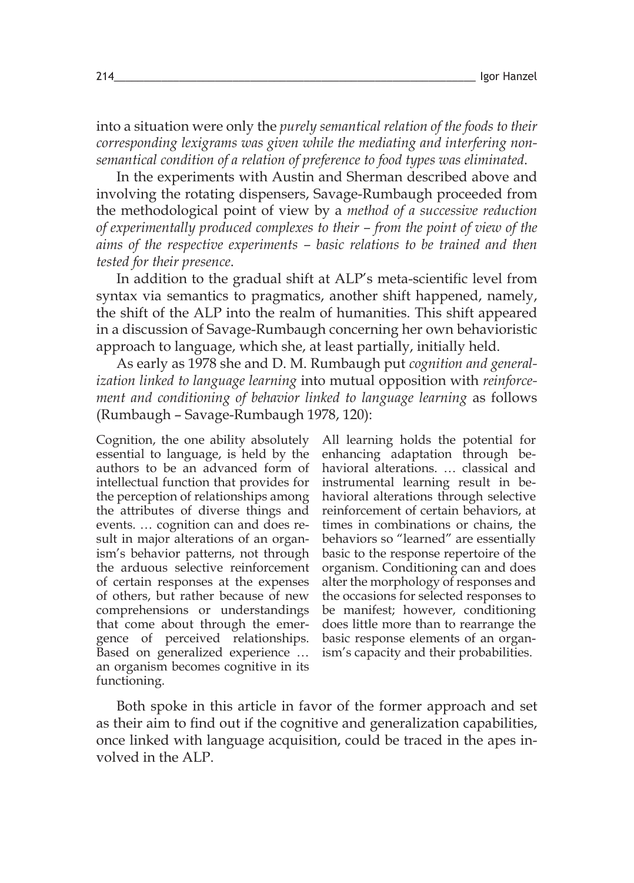into a situation were only the *purely semantical relation of the foods to their corresponding lexigrams was given while the mediating and interfering non-semantical condition of a relation of preference to food types was eliminated*.

In the experiments with Austin and Sherman described above and involving the rotating dispensers, Savage-Rumbaugh proceeded from the methodological point of view by a *method of a successive reduction of experimentally produced complexes to their – from the point of view of the aims of the respective experiments – basic relations to be trained and then tested for their presence*.

In addition to the gradual shift at ALP's meta-scientific level from syntax via semantics to pragmatics, another shift happened, namely, the shift of the ALP into the realm of humanities. This shift appeared in a discussion of Savage-Rumbaugh concerning her own behavioristic approach to language, which she, at least partially, initially held.

As early as 1978 she and D. M. Rumbaugh put *cognition and generalization linked to language learning* into mutual opposition with *reinforcement and conditioning of behavior linked to language learning* as follows (Rumbaugh – Savage-Rumbaugh 1978, 120):

> Cognition, the one ability absolutely essential to language, is held by the authors to be an advanced form of intellectual function that provides for the perception of relationships among the attributes of diverse things and events. … cognition can and does result in major alterations of an organism's behavior patterns, not through the arduous selective reinforcement of certain responses at the expenses of others, but rather because of new comprehensions or understandings that come about through the emergence of perceived relationships. Based on generalized experience … an organism becomes cognitive in its functioning.

> All learning holds the potential for enhancing adaptation through behavioral alterations. … classical and instrumental learning result in behavioral alterations through selective reinforcement of certain behaviors, at times in combinations or chains, the behaviors so "learned" are essentially basic to the response repertoire of the organism. Conditioning can and does alter the morphology of responses and the occasions for selected responses to be manifest; however, conditioning does little more than to rearrange the basic response elements of an organism's capacity and their probabilities.

Both spoke in this article in favor of the former approach and set as their aim to find out if the cognitive and generalization capabilities, once linked with language acquisition, could be traced in the apes involved in the ALP.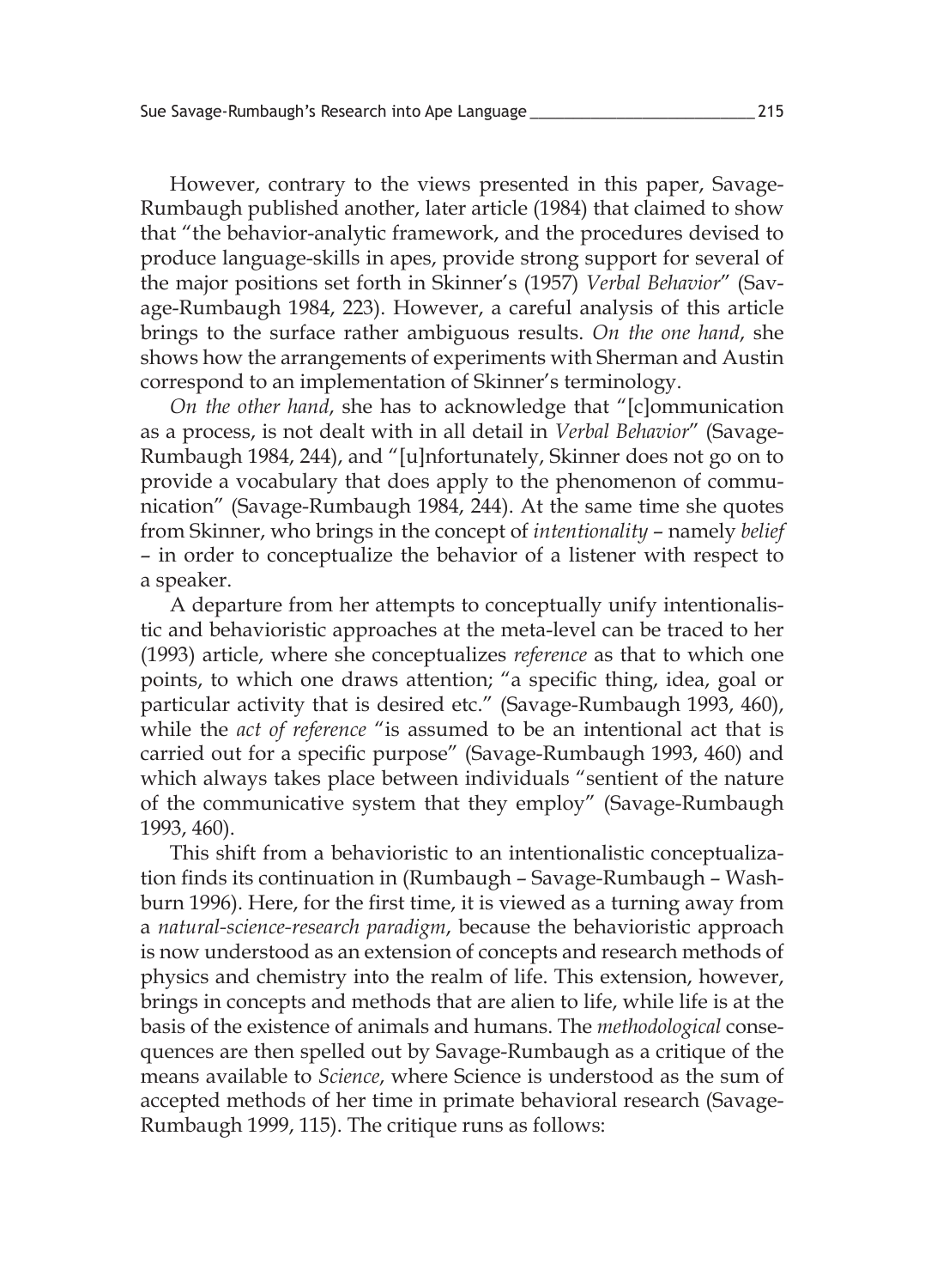However, contrary to the views presented in this paper, Savage-Rumbaugh published another, later article (1984) that claimed to show that "the behavior-analytic framework, and the procedures devised to produce language-skills in apes, provide strong support for several of the major positions set forth in Skinner's (1957) *Verbal Behavior*" (Savage-Rumbaugh 1984, 223). However, a careful analysis of this article brings to the surface rather ambiguous results. *On the one hand*, she shows how the arrangements of experiments with Sherman and Austin correspond to an implementation of Skinner's terminology.

*On the other hand*, she has to acknowledge that "[c]ommunication as a process, is not dealt with in all detail in *Verbal Behavior*" (Savage-Rumbaugh 1984, 244), and "[u]nfortunately, Skinner does not go on to provide a vocabulary that does apply to the phenomenon of communication" (Savage-Rumbaugh 1984, 244). At the same time she quotes from Skinner, who brings in the concept of *intentionality* – namely *belief* – in order to conceptualize the behavior of a listener with respect to a speaker.

A departure from her attempts to conceptually unify intentionalistic and behavioristic approaches at the meta-level can be traced to her (1993) article, where she conceptualizes *reference* as that to which one points, to which one draws attention; "a specific thing, idea, goal or particular activity that is desired etc." (Savage-Rumbaugh 1993, 460), while the *act of reference* "is assumed to be an intentional act that is carried out for a specific purpose" (Savage-Rumbaugh 1993, 460) and which always takes place between individuals "sentient of the nature of the communicative system that they employ" (Savage-Rumbaugh 1993, 460).

This shift from a behavioristic to an intentionalistic conceptualization finds its continuation in (Rumbaugh – Savage-Rumbaugh – Washburn 1996). Here, for the first time, it is viewed as a turning away from a *natural-science-research paradigm*, because the behavioristic approach is now understood as an extension of concepts and research methods of physics and chemistry into the realm of life. This extension, however, brings in concepts and methods that are alien to life, while life is at the basis of the existence of animals and humans. The *methodological* consequences are then spelled out by Savage-Rumbaugh as a critique of the means available to *Science*, where Science is understood as the sum of accepted methods of her time in primate behavioral research (Savage-Rumbaugh 1999, 115). The critique runs as follows: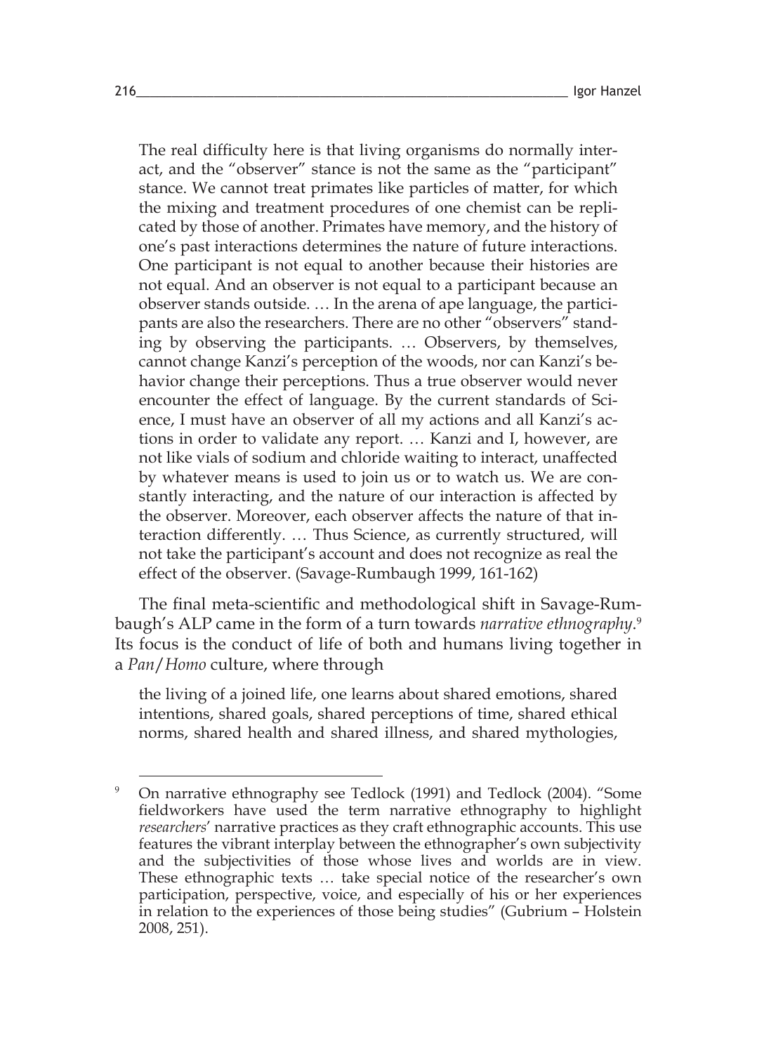> The real difficulty here is that living organisms do normally interact, and the "observer" stance is not the same as the "participant" stance. We cannot treat primates like particles of matter, for which the mixing and treatment procedures of one chemist can be replicated by those of another. Primates have memory, and the history of one's past interactions determines the nature of future interactions. One participant is not equal to another because their histories are not equal. And an observer is not equal to a participant because an observer stands outside. … In the arena of ape language, the participants are also the researchers. There are no other "observers" standing by observing the participants. … Observers, by themselves, cannot change Kanzi's perception of the woods, nor can Kanzi's behavior change their perceptions. Thus a true observer would never encounter the effect of language. By the current standards of Science, I must have an observer of all my actions and all Kanzi's actions in order to validate any report. … Kanzi and I, however, are not like vials of sodium and chloride waiting to interact, unaffected by whatever means is used to join us or to watch us. We are constantly interacting, and the nature of our interaction is affected by the observer. Moreover, each observer affects the nature of that interaction differently. … Thus Science, as currently structured, will not take the participant's account and does not recognize as real the effect of the observer. (Savage-Rumbaugh 1999, 161-162)

The final meta-scientific and methodological shift in Savage-Rumbaugh's ALP came in the form of a turn towards *narrative ethnography*.[9] Its focus is the conduct of life of both and humans living together in a *Pan*/*Homo* culture, where through

> the living of a joined life, one learns about shared emotions, shared intentions, shared goals, shared perceptions of time, shared ethical norms, shared health and shared illness, and shared mythologies,

---

[9] On narrative ethnography see Tedlock (1991) and Tedlock (2004). "Some fieldworkers have used the term narrative ethnography to highlight *researchers*' narrative practices as they craft ethnographic accounts. This use features the vibrant interplay between the ethnographer's own subjectivity and the subjectivities of those whose lives and worlds are in view. These ethnographic texts … take special notice of the researcher's own participation, perspective, voice, and especially of his or her experiences in relation to the experiences of those being studies" (Gubrium – Holstein 2008, 251).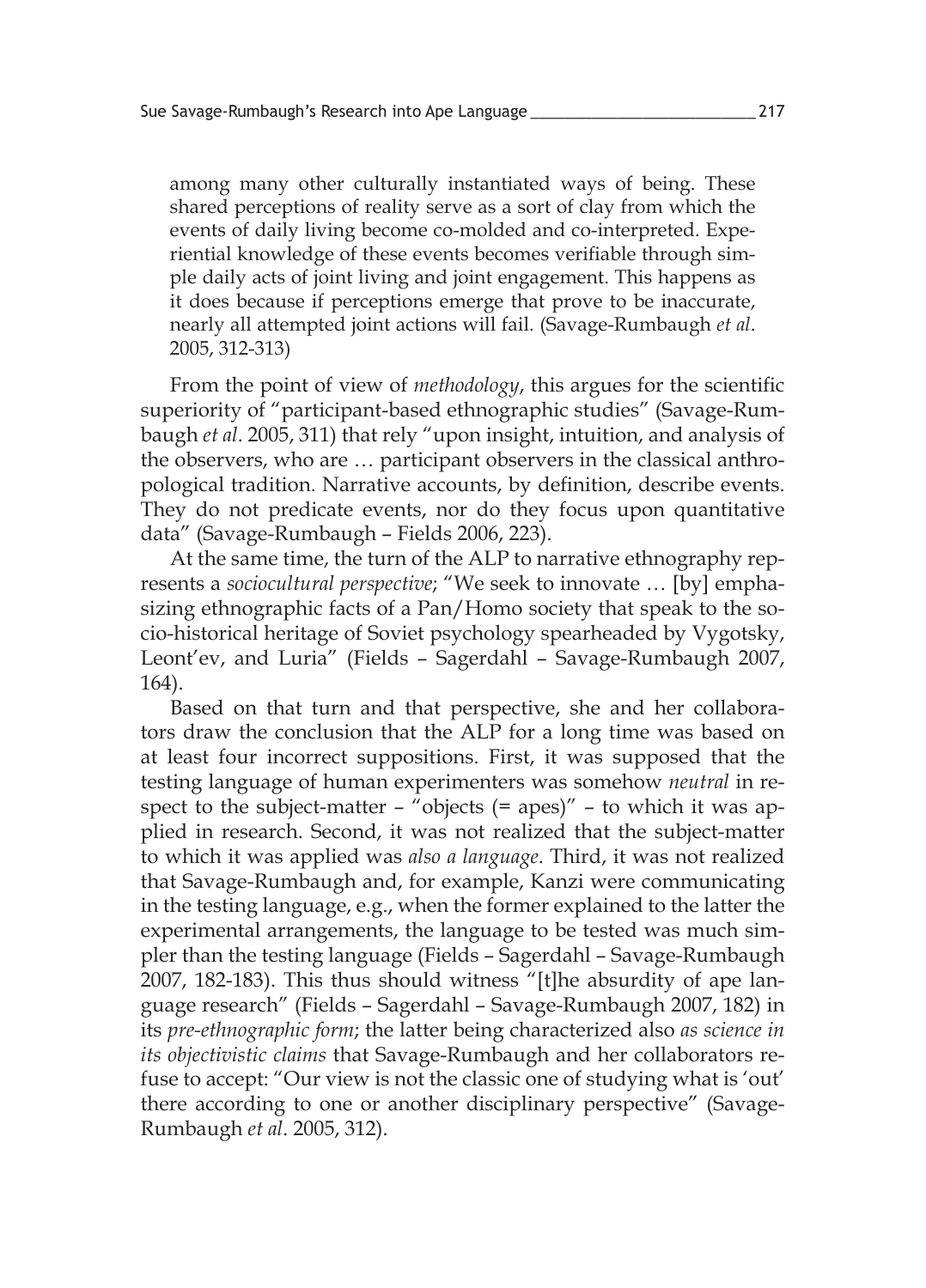among many other culturally instantiated ways of being. These shared perceptions of reality serve as a sort of clay from which the events of daily living become co-molded and co-interpreted. Experiential knowledge of these events becomes verifiable through simple daily acts of joint living and joint engagement. This happens as it does because if perceptions emerge that prove to be inaccurate, nearly all attempted joint actions will fail. (Savage-Rumbaugh *et al*. 2005, 312-313)

From the point of view of *methodology*, this argues for the scientific superiority of "participant-based ethnographic studies" (Savage-Rumbaugh *et al*. 2005, 311) that rely "upon insight, intuition, and analysis of the observers, who are … participant observers in the classical anthropological tradition. Narrative accounts, by definition, describe events. They do not predicate events, nor do they focus upon quantitative data" (Savage-Rumbaugh – Fields 2006, 223).

At the same time, the turn of the ALP to narrative ethnography represents a *sociocultural perspective*; "We seek to innovate … [by] emphasizing ethnographic facts of a Pan/Homo society that speak to the socio-historical heritage of Soviet psychology spearheaded by Vygotsky, Leont'ev, and Luria" (Fields – Sagerdahl – Savage-Rumbaugh 2007, 164).

Based on that turn and that perspective, she and her collaborators draw the conclusion that the ALP for a long time was based on at least four incorrect suppositions. First, it was supposed that the testing language of human experimenters was somehow *neutral* in respect to the subject-matter – "objects (= apes)" – to which it was applied in research. Second, it was not realized that the subject-matter to which it was applied was *also a language*. Third, it was not realized that Savage-Rumbaugh and, for example, Kanzi were communicating in the testing language, e.g., when the former explained to the latter the experimental arrangements, the language to be tested was much simpler than the testing language (Fields – Sagerdahl – Savage-Rumbaugh 2007, 182-183). This thus should witness "[t]he absurdity of ape language research" (Fields – Sagerdahl – Savage-Rumbaugh 2007, 182) in its *pre-ethnographic form*; the latter being characterized also *as science in its objectivistic claims* that Savage-Rumbaugh and her collaborators refuse to accept: "Our view is not the classic one of studying what is 'out' there according to one or another disciplinary perspective" (Savage-Rumbaugh *et al*. 2005, 312).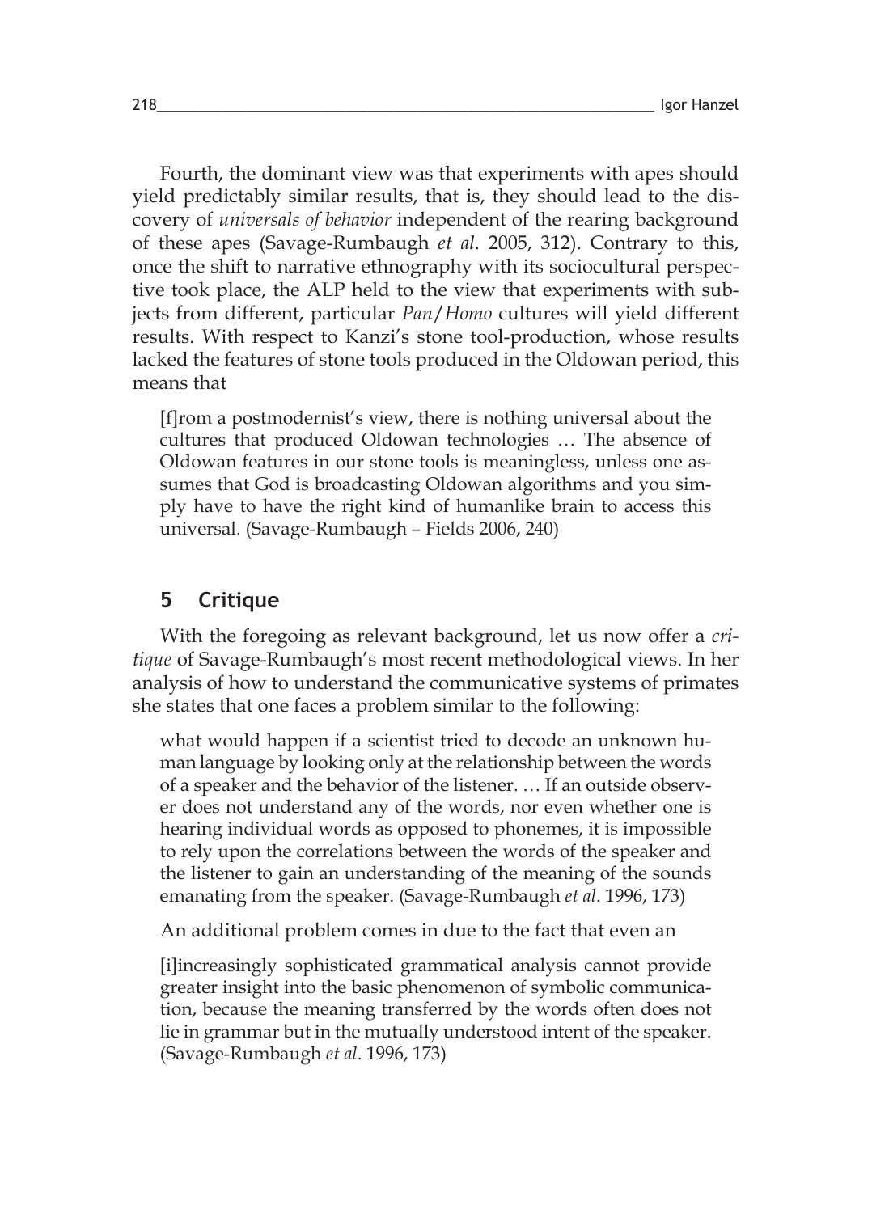Fourth, the dominant view was that experiments with apes should yield predictably similar results, that is, they should lead to the discovery of *universals of behavior* independent of the rearing background of these apes (Savage-Rumbaugh *et al*. 2005, 312). Contrary to this, once the shift to narrative ethnography with its sociocultural perspective took place, the ALP held to the view that experiments with subjects from different, particular *Pan*/*Homo* cultures will yield different results. With respect to Kanzi's stone tool-production, whose results lacked the features of stone tools produced in the Oldowan period, this means that

> [f]rom a postmodernist's view, there is nothing universal about the cultures that produced Oldowan technologies … The absence of Oldowan features in our stone tools is meaningless, unless one assumes that God is broadcasting Oldowan algorithms and you simply have to have the right kind of humanlike brain to access this universal. (Savage-Rumbaugh – Fields 2006, 240)

## 5 Critique

With the foregoing as relevant background, let us now offer a *critique* of Savage-Rumbaugh's most recent methodological views. In her analysis of how to understand the communicative systems of primates she states that one faces a problem similar to the following:

> what would happen if a scientist tried to decode an unknown human language by looking only at the relationship between the words of a speaker and the behavior of the listener. … If an outside observer does not understand any of the words, nor even whether one is hearing individual words as opposed to phonemes, it is impossible to rely upon the correlations between the words of the speaker and the listener to gain an understanding of the meaning of the sounds emanating from the speaker. (Savage-Rumbaugh *et al*. 1996, 173)

An additional problem comes in due to the fact that even an

> [i]increasingly sophisticated grammatical analysis cannot provide greater insight into the basic phenomenon of symbolic communication, because the meaning transferred by the words often does not lie in grammar but in the mutually understood intent of the speaker. (Savage-Rumbaugh *et al*. 1996, 173)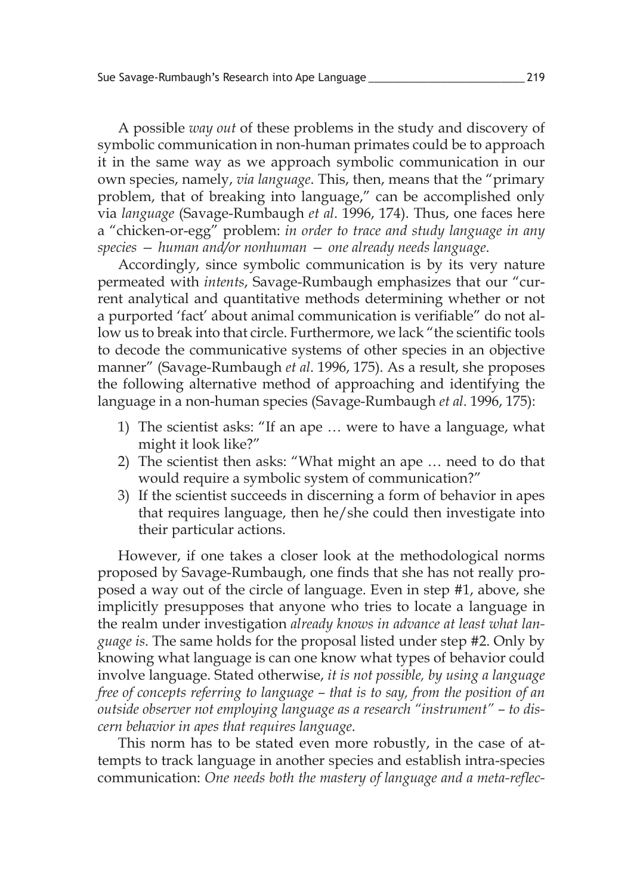A possible *way out* of these problems in the study and discovery of symbolic communication in non-human primates could be to approach it in the same way as we approach symbolic communication in our own species, namely, *via language*. This, then, means that the "primary problem, that of breaking into language," can be accomplished only via *language* (Savage-Rumbaugh *et al*. 1996, 174). Thus, one faces here a "chicken-or-egg" problem: *in order to trace and study language in any species — human and/or nonhuman — one already needs language*.

Accordingly, since symbolic communication is by its very nature permeated with *intents*, Savage-Rumbaugh emphasizes that our "current analytical and quantitative methods determining whether or not a purported 'fact' about animal communication is verifiable" do not allow us to break into that circle. Furthermore, we lack "the scientific tools to decode the communicative systems of other species in an objective manner" (Savage-Rumbaugh *et al*. 1996, 175). As a result, she proposes the following alternative method of approaching and identifying the language in a non-human species (Savage-Rumbaugh *et al*. 1996, 175):

1) The scientist asks: "If an ape … were to have a language, what might it look like?"
2) The scientist then asks: "What might an ape … need to do that would require a symbolic system of communication?"
3) If the scientist succeeds in discerning a form of behavior in apes that requires language, then he/she could then investigate into their particular actions.

However, if one takes a closer look at the methodological norms proposed by Savage-Rumbaugh, one finds that she has not really proposed a way out of the circle of language. Even in step #1, above, she implicitly presupposes that anyone who tries to locate a language in the realm under investigation *already knows in advance at least what language is*. The same holds for the proposal listed under step #2. Only by knowing what language is can one know what types of behavior could involve language. Stated otherwise, *it is not possible, by using a language free of concepts referring to language – that is to say, from the position of an outside observer not employing language as a research "instrument" – to discern behavior in apes that requires language*.

This norm has to be stated even more robustly, in the case of attempts to track language in another species and establish intra-species communication: *One needs both the mastery of language and a meta-reflec-*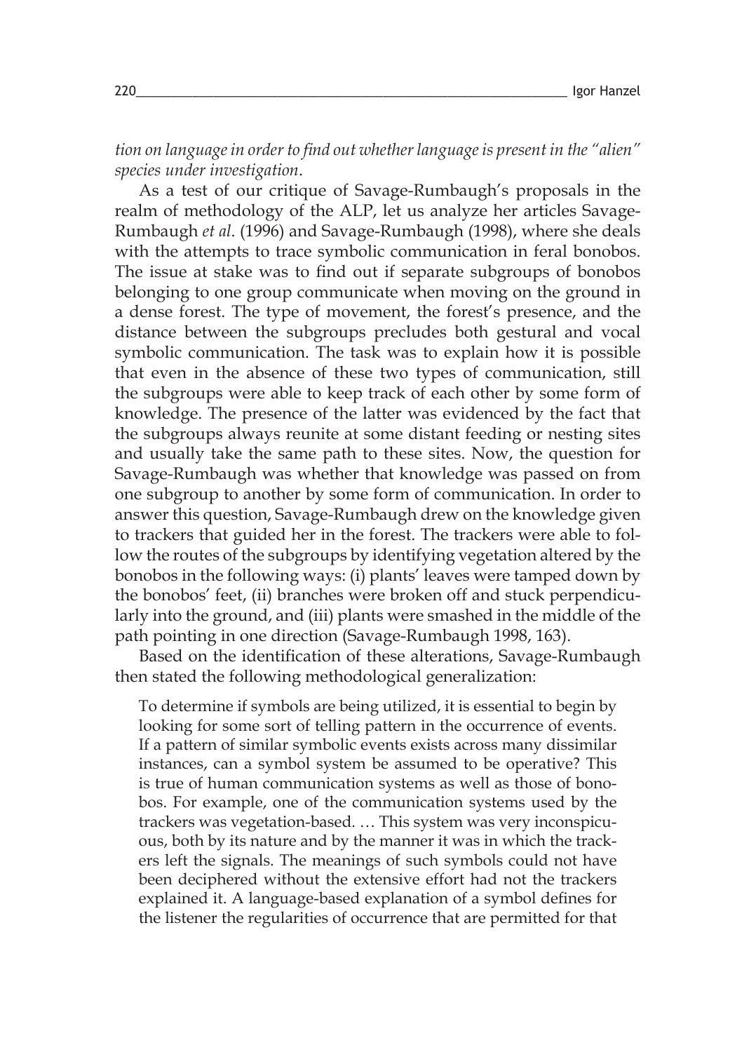*tion on language in order to find out whether language is present in the "alien" species under investigation*.

As a test of our critique of Savage-Rumbaugh's proposals in the realm of methodology of the ALP, let us analyze her articles Savage-Rumbaugh *et al*. (1996) and Savage-Rumbaugh (1998), where she deals with the attempts to trace symbolic communication in feral bonobos. The issue at stake was to find out if separate subgroups of bonobos belonging to one group communicate when moving on the ground in a dense forest. The type of movement, the forest's presence, and the distance between the subgroups precludes both gestural and vocal symbolic communication. The task was to explain how it is possible that even in the absence of these two types of communication, still the subgroups were able to keep track of each other by some form of knowledge. The presence of the latter was evidenced by the fact that the subgroups always reunite at some distant feeding or nesting sites and usually take the same path to these sites. Now, the question for Savage-Rumbaugh was whether that knowledge was passed on from one subgroup to another by some form of communication. In order to answer this question, Savage-Rumbaugh drew on the knowledge given to trackers that guided her in the forest. The trackers were able to follow the routes of the subgroups by identifying vegetation altered by the bonobos in the following ways: (i) plants' leaves were tamped down by the bonobos' feet, (ii) branches were broken off and stuck perpendicularly into the ground, and (iii) plants were smashed in the middle of the path pointing in one direction (Savage-Rumbaugh 1998, 163).

Based on the identification of these alterations, Savage-Rumbaugh then stated the following methodological generalization:

> To determine if symbols are being utilized, it is essential to begin by looking for some sort of telling pattern in the occurrence of events. If a pattern of similar symbolic events exists across many dissimilar instances, can a symbol system be assumed to be operative? This is true of human communication systems as well as those of bonobos. For example, one of the communication systems used by the trackers was vegetation-based. … This system was very inconspicuous, both by its nature and by the manner it was in which the trackers left the signals. The meanings of such symbols could not have been deciphered without the extensive effort had not the trackers explained it. A language-based explanation of a symbol defines for the listener the regularities of occurrence that are permitted for that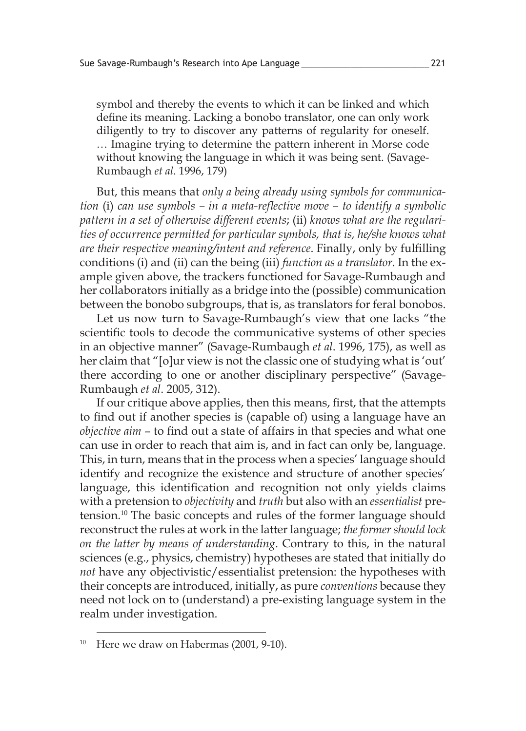> symbol and thereby the events to which it can be linked and which define its meaning. Lacking a bonobo translator, one can only work diligently to try to discover any patterns of regularity for oneself. … Imagine trying to determine the pattern inherent in Morse code without knowing the language in which it was being sent. (Savage-Rumbaugh *et al*. 1996, 179)

But, this means that *only a being already using symbols for communication* (i) *can use symbols – in a meta-reflective move – to identify a symbolic pattern in a set of otherwise different events*; (ii) *knows what are the regularities of occurrence permitted for particular symbols, that is, he/she knows what are their respective meaning/intent and reference*. Finally, only by fulfilling conditions (i) and (ii) can the being (iii) *function as a translator*. In the example given above, the trackers functioned for Savage-Rumbaugh and her collaborators initially as a bridge into the (possible) communication between the bonobo subgroups, that is, as translators for feral bonobos.

Let us now turn to Savage-Rumbaugh's view that one lacks "the scientific tools to decode the communicative systems of other species in an objective manner" (Savage-Rumbaugh *et al*. 1996, 175), as well as her claim that "[o]ur view is not the classic one of studying what is 'out' there according to one or another disciplinary perspective" (Savage-Rumbaugh *et al*. 2005, 312).

If our critique above applies, then this means, first, that the attempts to find out if another species is (capable of) using a language have an *objective aim* – to find out a state of affairs in that species and what one can use in order to reach that aim is, and in fact can only be, language. This, in turn, means that in the process when a species' language should identify and recognize the existence and structure of another species' language, this identification and recognition not only yields claims with a pretension to *objectivity* and *truth* but also with an *essentialist* pretension.[10] The basic concepts and rules of the former language should reconstruct the rules at work in the latter language; *the former should lock on the latter by means of understanding*. Contrary to this, in the natural sciences (e.g., physics, chemistry) hypotheses are stated that initially do *not* have any objectivistic/essentialist pretension: the hypotheses with their concepts are introduced, initially, as pure *conventions* because they need not lock on to (understand) a pre-existing language system in the realm under investigation.

[10] Here we draw on Habermas (2001, 9-10).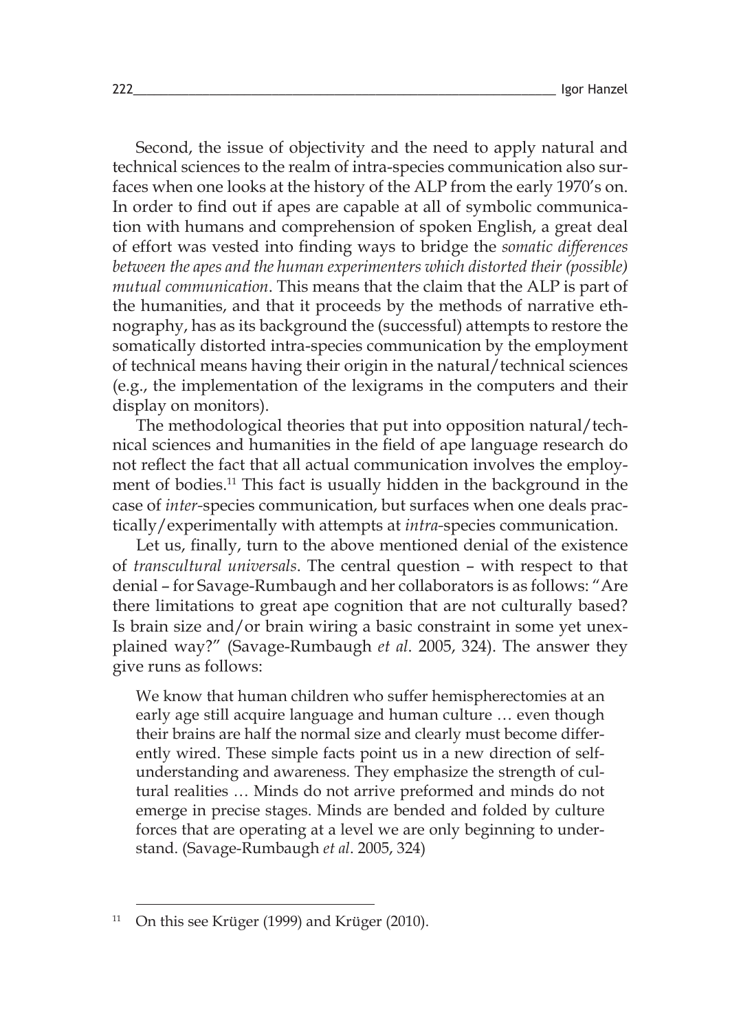Second, the issue of objectivity and the need to apply natural and technical sciences to the realm of intra-species communication also surfaces when one looks at the history of the ALP from the early 1970's on. In order to find out if apes are capable at all of symbolic communication with humans and comprehension of spoken English, a great deal of effort was vested into finding ways to bridge the *somatic differences between the apes and the human experimenters which distorted their (possible) mutual communication*. This means that the claim that the ALP is part of the humanities, and that it proceeds by the methods of narrative ethnography, has as its background the (successful) attempts to restore the somatically distorted intra-species communication by the employment of technical means having their origin in the natural/technical sciences (e.g., the implementation of the lexigrams in the computers and their display on monitors).

The methodological theories that put into opposition natural/technical sciences and humanities in the field of ape language research do not reflect the fact that all actual communication involves the employment of bodies.[11] This fact is usually hidden in the background in the case of *inter*-species communication, but surfaces when one deals practically/experimentally with attempts at *intra*-species communication.

Let us, finally, turn to the above mentioned denial of the existence of *transcultural universals*. The central question – with respect to that denial – for Savage-Rumbaugh and her collaborators is as follows: "Are there limitations to great ape cognition that are not culturally based? Is brain size and/or brain wiring a basic constraint in some yet unexplained way?" (Savage-Rumbaugh *et al*. 2005, 324). The answer they give runs as follows:

> We know that human children who suffer hemispherectomies at an early age still acquire language and human culture … even though their brains are half the normal size and clearly must become differently wired. These simple facts point us in a new direction of self-understanding and awareness. They emphasize the strength of cultural realities … Minds do not arrive preformed and minds do not emerge in precise stages. Minds are bended and folded by culture forces that are operating at a level we are only beginning to understand. (Savage-Rumbaugh *et al*. 2005, 324)

[11] On this see Krüger (1999) and Krüger (2010).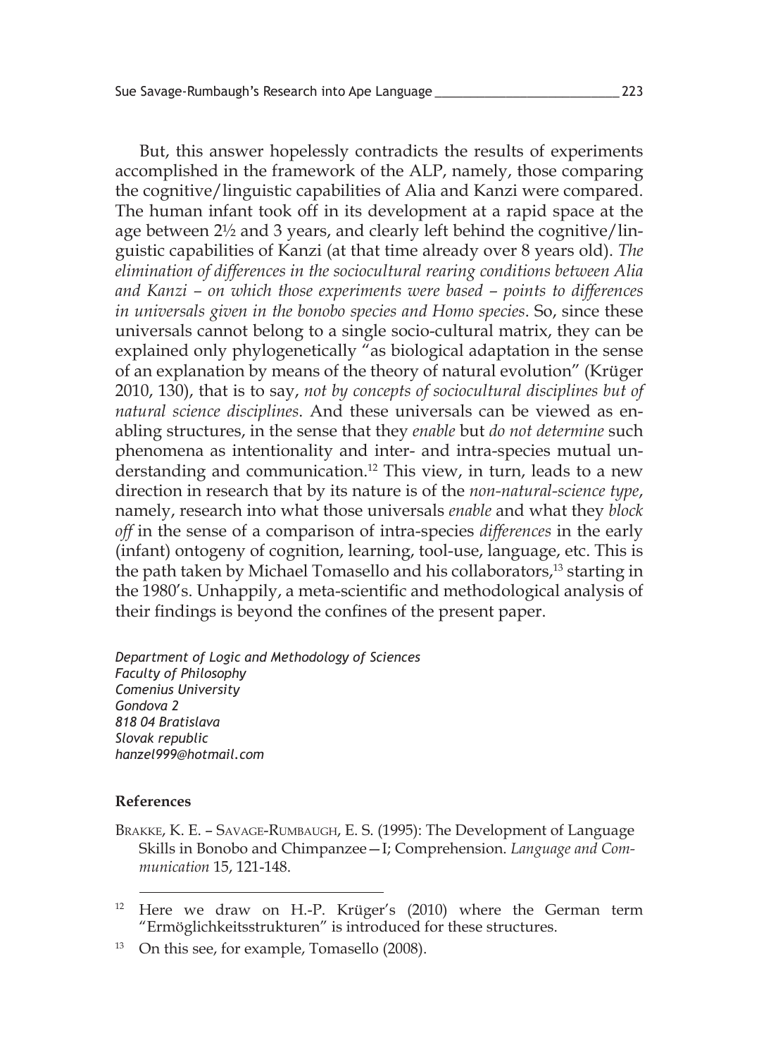But, this answer hopelessly contradicts the results of experiments accomplished in the framework of the ALP, namely, those comparing the cognitive/linguistic capabilities of Alia and Kanzi were compared. The human infant took off in its development at a rapid space at the age between 2½ and 3 years, and clearly left behind the cognitive/linguistic capabilities of Kanzi (at that time already over 8 years old). *The elimination of differences in the sociocultural rearing conditions between Alia and Kanzi – on which those experiments were based – points to differences in universals given in the bonobo species and Homo species*. So, since these universals cannot belong to a single socio-cultural matrix, they can be explained only phylogenetically "as biological adaptation in the sense of an explanation by means of the theory of natural evolution" (Krüger 2010, 130), that is to say, *not by concepts of sociocultural disciplines but of natural science disciplines*. And these universals can be viewed as enabling structures, in the sense that they *enable* but *do not determine* such phenomena as intentionality and inter- and intra-species mutual understanding and communication.[12] This view, in turn, leads to a new direction in research that by its nature is of the *non-natural-science type*, namely, research into what those universals *enable* and what they *block off* in the sense of a comparison of intra-species *differences* in the early (infant) ontogeny of cognition, learning, tool-use, language, etc. This is the path taken by Michael Tomasello and his collaborators,[13] starting in the 1980's. Unhappily, a meta-scientific and methodological analysis of their findings is beyond the confines of the present paper.

*Department of Logic and Methodology of Sciences*
*Faculty of Philosophy*
*Comenius University*
*Gondova 2*
*818 04 Bratislava*
*Slovak republic*
*hanzel999@hotmail.com*

**References**

Brakke, K. E. – Savage-Rumbaugh, E. S. (1995): The Development of Language Skills in Bonobo and Chimpanzee—I; Comprehension. *Language and Communication* 15, 121-148.

---

[12] Here we draw on H.-P. Krüger's (2010) where the German term "Ermöglichkeitsstrukturen" is introduced for these structures.

[13] On this see, for example, Tomasello (2008).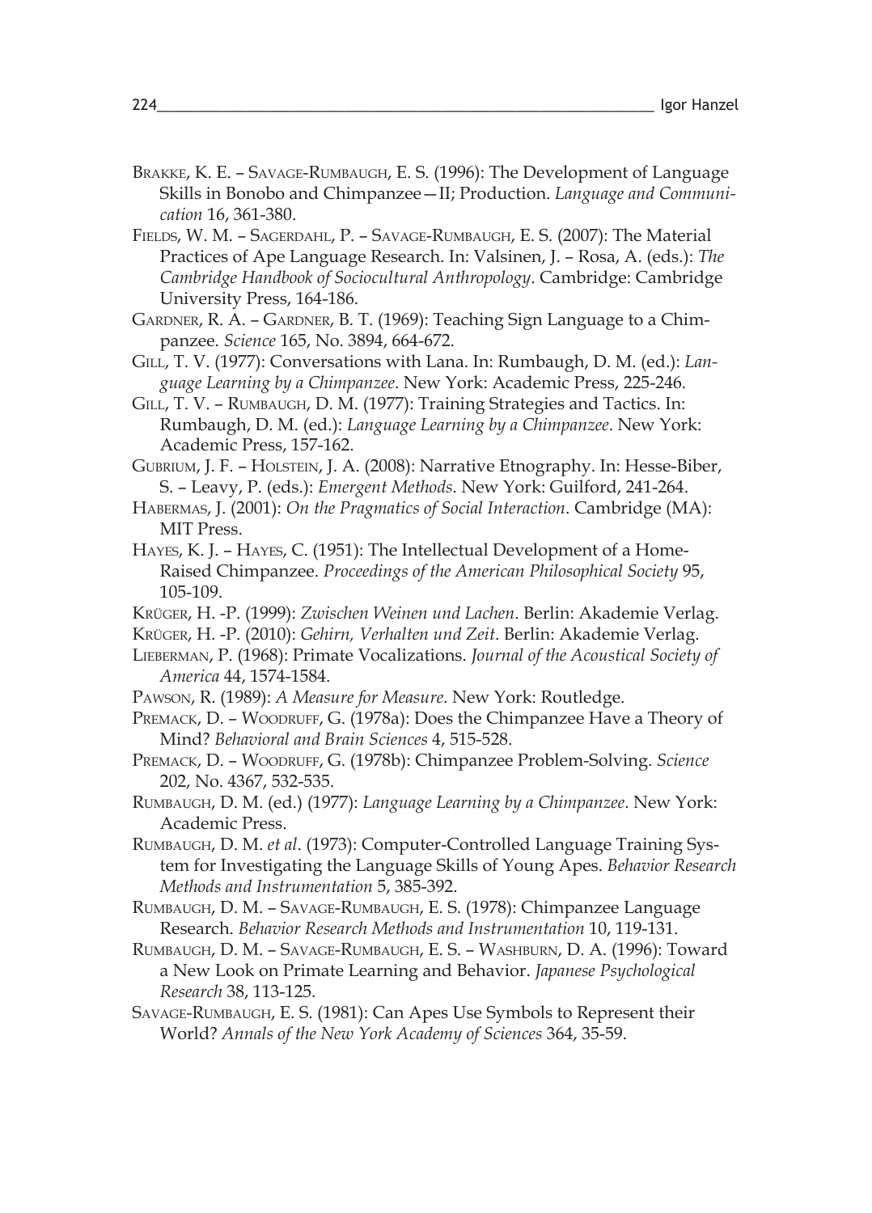BRAKKE, K. E. – SAVAGE-RUMBAUGH, E. S. (1996): The Development of Language Skills in Bonobo and Chimpanzee—II; Production. *Language and Communication* 16, 361-380.

FIELDS, W. M. – SAGERDAHL, P. – SAVAGE-RUMBAUGH, E. S. (2007): The Material Practices of Ape Language Research. In: Valsinen, J. – Rosa, A. (eds.): *The Cambridge Handbook of Sociocultural Anthropology*. Cambridge: Cambridge University Press, 164-186.

GARDNER, R. A. – GARDNER, B. T. (1969): Teaching Sign Language to a Chimpanzee. *Science* 165, No. 3894, 664-672.

GILL, T. V. (1977): Conversations with Lana. In: Rumbaugh, D. M. (ed.): *Language Learning by a Chimpanzee*. New York: Academic Press, 225-246.

GILL, T. V. – RUMBAUGH, D. M. (1977): Training Strategies and Tactics. In: Rumbaugh, D. M. (ed.): *Language Learning by a Chimpanzee*. New York: Academic Press, 157-162.

GUBRIUM, J. F. – HOLSTEIN, J. A. (2008): Narrative Etnography. In: Hesse-Biber, S. – Leavy, P. (eds.): *Emergent Methods*. New York: Guilford, 241-264.

HABERMAS, J. (2001): *On the Pragmatics of Social Interaction*. Cambridge (MA): MIT Press.

HAYES, K. J. – HAYES, C. (1951): The Intellectual Development of a Home-Raised Chimpanzee. *Proceedings of the American Philosophical Society* 95, 105-109.

KRÜGER, H. -P. (1999): *Zwischen Weinen und Lachen*. Berlin: Akademie Verlag.

KRÜGER, H. -P. (2010): *Gehirn, Verhalten und Zeit*. Berlin: Akademie Verlag.

LIEBERMAN, P. (1968): Primate Vocalizations. *Journal of the Acoustical Society of America* 44, 1574-1584.

PAWSON, R. (1989): *A Measure for Measure*. New York: Routledge.

PREMACK, D. – WOODRUFF, G. (1978a): Does the Chimpanzee Have a Theory of Mind? *Behavioral and Brain Sciences* 4, 515-528.

PREMACK, D. – WOODRUFF, G. (1978b): Chimpanzee Problem-Solving. *Science* 202, No. 4367, 532-535.

RUMBAUGH, D. M. (ed.) (1977): *Language Learning by a Chimpanzee*. New York: Academic Press.

RUMBAUGH, D. M. *et al*. (1973): Computer-Controlled Language Training System for Investigating the Language Skills of Young Apes. *Behavior Research Methods and Instrumentation* 5, 385-392.

RUMBAUGH, D. M. – SAVAGE-RUMBAUGH, E. S. (1978): Chimpanzee Language Research. *Behavior Research Methods and Instrumentation* 10, 119-131.

RUMBAUGH, D. M. – SAVAGE-RUMBAUGH, E. S. – WASHBURN, D. A. (1996): Toward a New Look on Primate Learning and Behavior. *Japanese Psychological Research* 38, 113-125.

SAVAGE-RUMBAUGH, E. S. (1981): Can Apes Use Symbols to Represent their World? *Annals of the New York Academy of Sciences* 364, 35-59.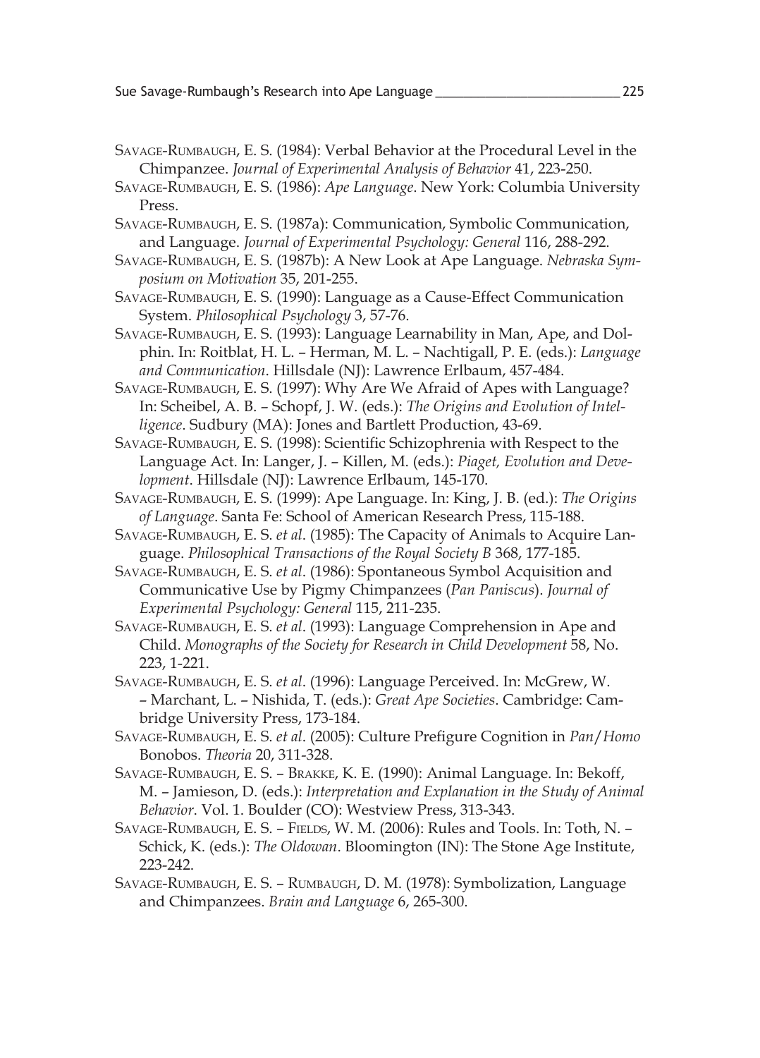Savage-Rumbaugh, E. S. (1984): Verbal Behavior at the Procedural Level in the Chimpanzee. *Journal of Experimental Analysis of Behavior* 41, 223-250.

Savage-Rumbaugh, E. S. (1986): *Ape Language*. New York: Columbia University Press.

Savage-Rumbaugh, E. S. (1987a): Communication, Symbolic Communication, and Language. *Journal of Experimental Psychology: General* 116, 288-292.

Savage-Rumbaugh, E. S. (1987b): A New Look at Ape Language. *Nebraska Symposium on Motivation* 35, 201-255.

Savage-Rumbaugh, E. S. (1990): Language as a Cause-Effect Communication System. *Philosophical Psychology* 3, 57-76.

Savage-Rumbaugh, E. S. (1993): Language Learnability in Man, Ape, and Dolphin. In: Roitblat, H. L. – Herman, M. L. – Nachtigall, P. E. (eds.): *Language and Communication*. Hillsdale (NJ): Lawrence Erlbaum, 457-484.

Savage-Rumbaugh, E. S. (1997): Why Are We Afraid of Apes with Language? In: Scheibel, A. B. – Schopf, J. W. (eds.): *The Origins and Evolution of Intelligence*. Sudbury (MA): Jones and Bartlett Production, 43-69.

Savage-Rumbaugh, E. S. (1998): Scientific Schizophrenia with Respect to the Language Act. In: Langer, J. – Killen, M. (eds.): *Piaget, Evolution and Development*. Hillsdale (NJ): Lawrence Erlbaum, 145-170.

Savage-Rumbaugh, E. S. (1999): Ape Language. In: King, J. B. (ed.): *The Origins of Language*. Santa Fe: School of American Research Press, 115-188.

Savage-Rumbaugh, E. S. *et al*. (1985): The Capacity of Animals to Acquire Language. *Philosophical Transactions of the Royal Society B* 368, 177-185.

Savage-Rumbaugh, E. S. *et al*. (1986): Spontaneous Symbol Acquisition and Communicative Use by Pigmy Chimpanzees (*Pan Paniscus*). *Journal of Experimental Psychology: General* 115, 211-235.

Savage-Rumbaugh, E. S. *et al*. (1993): Language Comprehension in Ape and Child. *Monographs of the Society for Research in Child Development* 58, No. 223, 1-221.

Savage-Rumbaugh, E. S. *et al*. (1996): Language Perceived. In: McGrew, W. – Marchant, L. – Nishida, T. (eds.): *Great Ape Societies*. Cambridge: Cambridge University Press, 173-184.

Savage-Rumbaugh, E. S. *et al*. (2005): Culture Prefigure Cognition in *Pan*/*Homo* Bonobos. *Theoria* 20, 311-328.

Savage-Rumbaugh, E. S. – Brakke, K. E. (1990): Animal Language. In: Bekoff, M. – Jamieson, D. (eds.): *Interpretation and Explanation in the Study of Animal Behavior*. Vol. 1. Boulder (CO): Westview Press, 313-343.

Savage-Rumbaugh, E. S. – Fields, W. M. (2006): Rules and Tools. In: Toth, N. – Schick, K. (eds.): *The Oldowan*. Bloomington (IN): The Stone Age Institute, 223-242.

Savage-Rumbaugh, E. S. – Rumbaugh, D. M. (1978): Symbolization, Language and Chimpanzees. *Brain and Language* 6, 265-300.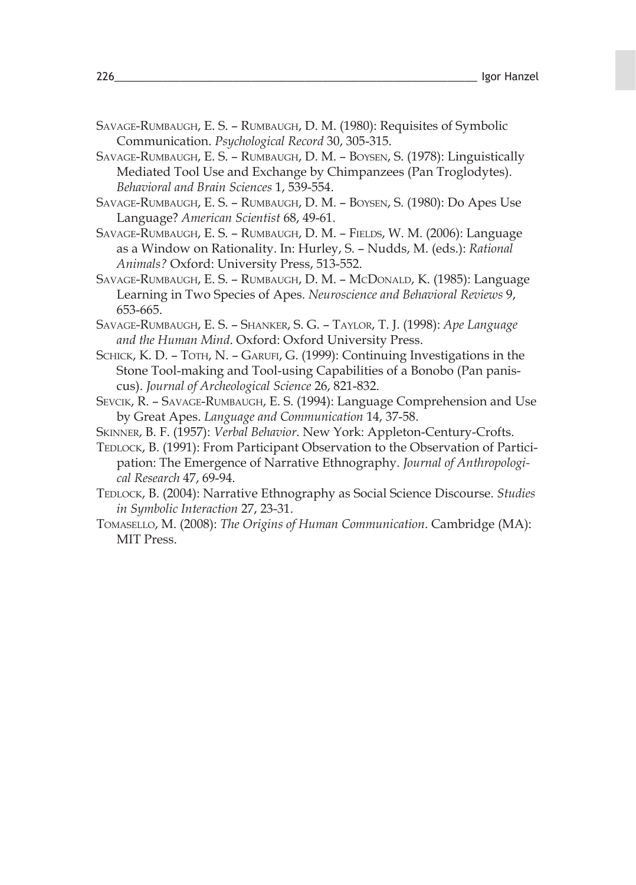SAVAGE-RUMBAUGH, E. S. – RUMBAUGH, D. M. (1980): Requisites of Symbolic Communication. *Psychological Record* 30, 305-315.

SAVAGE-RUMBAUGH, E. S. – RUMBAUGH, D. M. – BOYSEN, S. (1978): Linguistically Mediated Tool Use and Exchange by Chimpanzees (Pan Troglodytes). *Behavioral and Brain Sciences* 1, 539-554.

SAVAGE-RUMBAUGH, E. S. – RUMBAUGH, D. M. – BOYSEN, S. (1980): Do Apes Use Language? *American Scientist* 68, 49-61.

SAVAGE-RUMBAUGH, E. S. – RUMBAUGH, D. M. – FIELDS, W. M. (2006): Language as a Window on Rationality. In: Hurley, S. – Nudds, M. (eds.): *Rational Animals?* Oxford: University Press, 513-552.

SAVAGE-RUMBAUGH, E. S. – RUMBAUGH, D. M. – MCDONALD, K. (1985): Language Learning in Two Species of Apes. *Neuroscience and Behavioral Reviews* 9, 653-665.

SAVAGE-RUMBAUGH, E. S. – SHANKER, S. G. – TAYLOR, T. J. (1998): *Ape Language and the Human Mind*. Oxford: Oxford University Press.

SCHICK, K. D. – TOTH, N. – GARUFI, G. (1999): Continuing Investigations in the Stone Tool-making and Tool-using Capabilities of a Bonobo (Pan paniscus). *Journal of Archeological Science* 26, 821-832.

SEVCIK, R. – SAVAGE-RUMBAUGH, E. S. (1994): Language Comprehension and Use by Great Apes. *Language and Communication* 14, 37-58.

SKINNER, B. F. (1957): *Verbal Behavior*. New York: Appleton-Century-Crofts.

TEDLOCK, B. (1991): From Participant Observation to the Observation of Participation: The Emergence of Narrative Ethnography. *Journal of Anthropological Research* 47, 69-94.

TEDLOCK, B. (2004): Narrative Ethnography as Social Science Discourse. *Studies in Symbolic Interaction* 27, 23-31.

TOMASELLO, M. (2008): *The Origins of Human Communication*. Cambridge (MA): MIT Press.